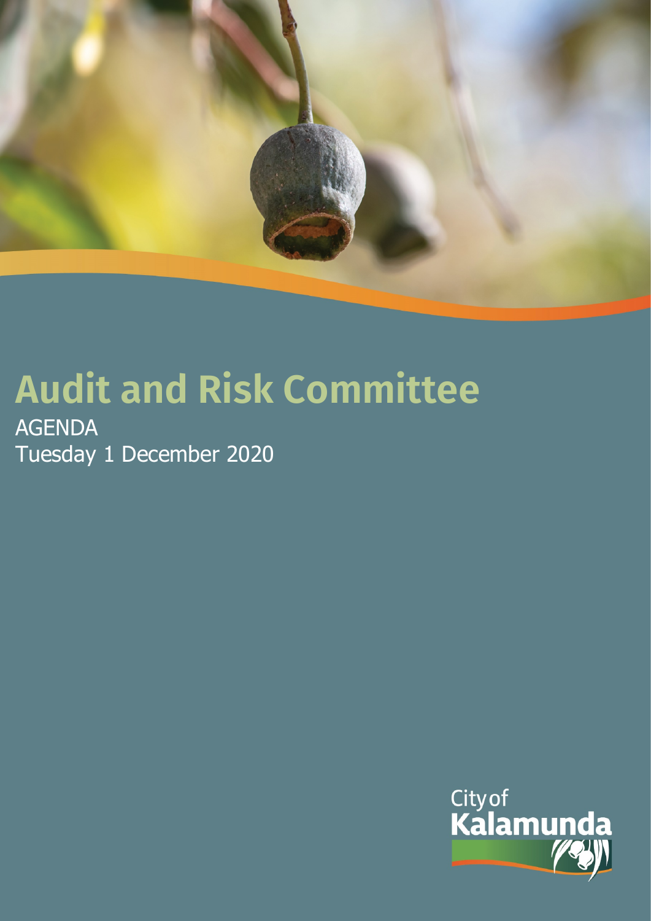# Audit and Risk Committee

AGENDA

Tuesday 1 December 2020

City of Kalamunda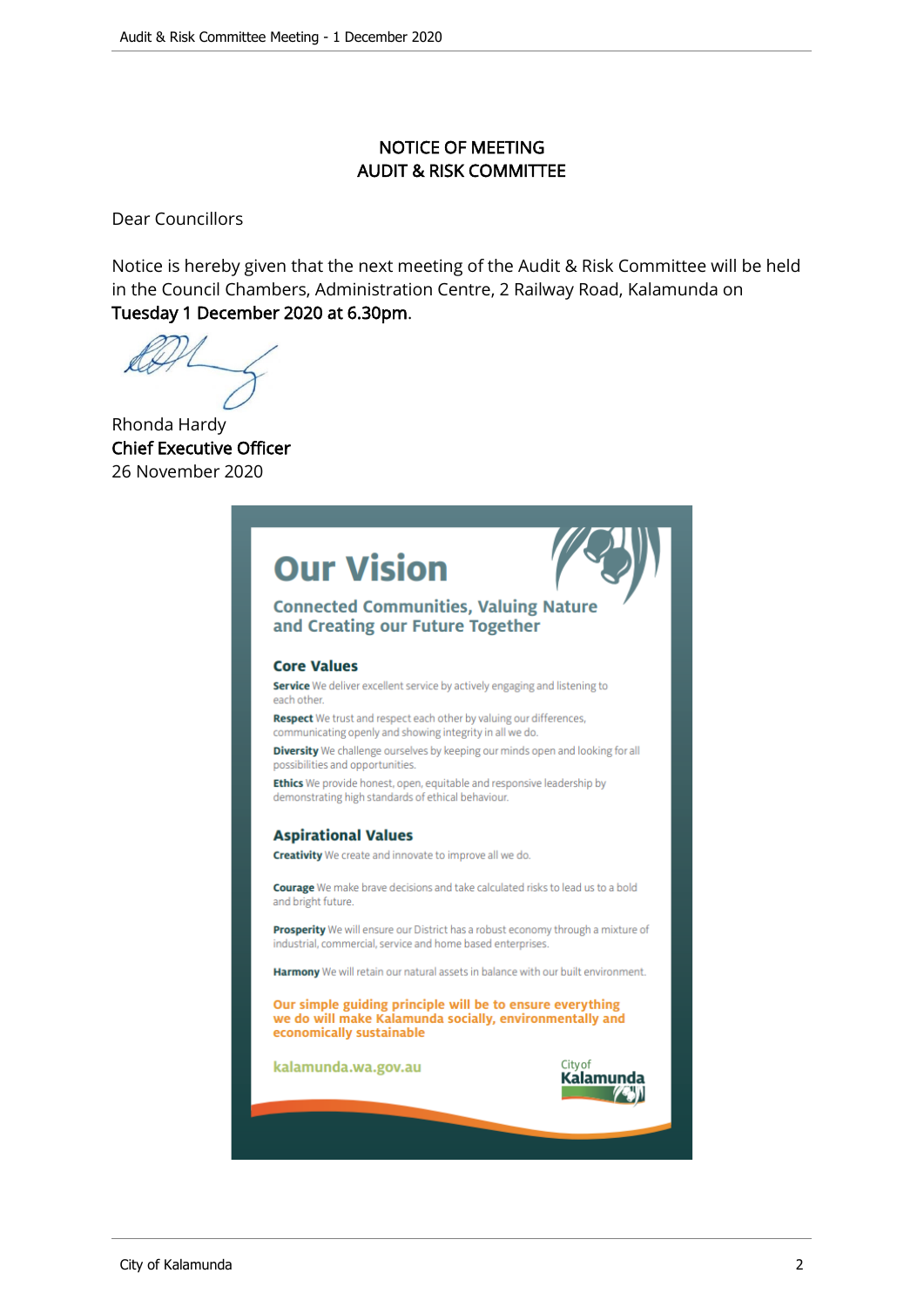NOTICE OF MEETING
AUDIT & RISK COMMITTEE

Dear Councillors

Notice is hereby given that the next meeting of the Audit & Risk Committee will be held in the Council Chambers, Administration Centre, 2 Railway Road, Kalamunda on **Tuesday 1 December 2020 at 6.30pm**.

Rhonda Hardy
**Chief Executive Officer**
26 November 2020

# Our Vision

## Connected Communities, Valuing Nature and Creating our Future Together

### Core Values

**Service** We deliver excellent service by actively engaging and listening to each other.

**Respect** We trust and respect each other by valuing our differences, communicating openly and showing integrity in all we do.

**Diversity** We challenge ourselves by keeping our minds open and looking for all possibilities and opportunities.

**Ethics** We provide honest, open, equitable and responsive leadership by demonstrating high standards of ethical behaviour.

### Aspirational Values

**Creativity** We create and innovate to improve all we do.

**Courage** We make brave decisions and take calculated risks to lead us to a bold and bright future.

**Prosperity** We will ensure our District has a robust economy through a mixture of industrial, commercial, service and home based enterprises.

**Harmony** We will retain our natural assets in balance with our built environment.

**Our simple guiding principle will be to ensure everything we do will make Kalamunda socially, environmentally and economically sustainable**

kalamunda.wa.gov.au

City of Kalamunda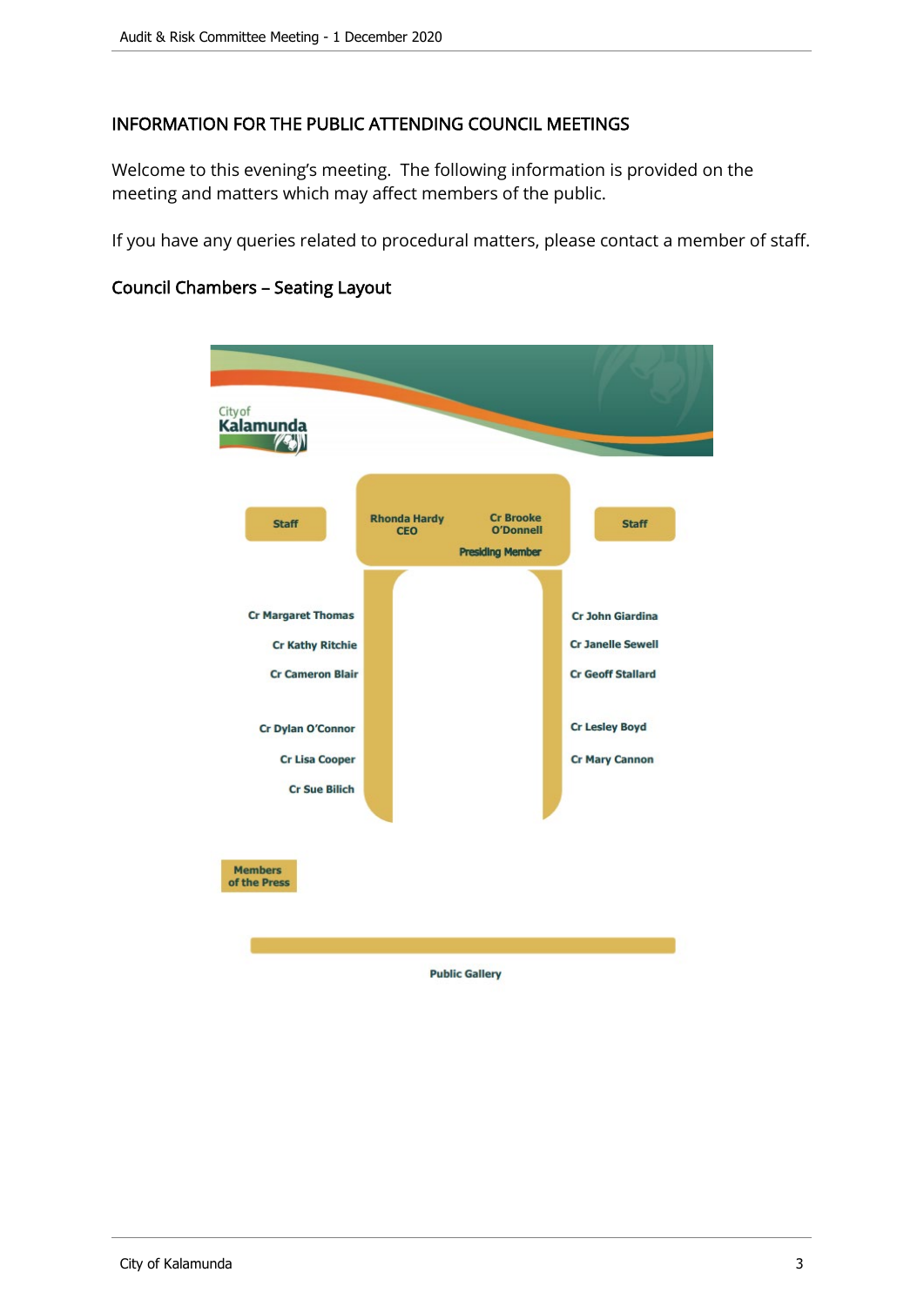## INFORMATION FOR THE PUBLIC ATTENDING COUNCIL MEETINGS

Welcome to this evening's meeting. The following information is provided on the meeting and matters which may affect members of the public.

If you have any queries related to procedural matters, please contact a member of staff.

### Council Chambers – Seating Layout

City of Kalamunda

Staff

Rhonda Hardy
CEO

Cr Brooke O'Donnell
Presiding Member

Staff

Cr Margaret Thomas

Cr Kathy Ritchie

Cr Cameron Blair

Cr Dylan O'Connor

Cr Lisa Cooper

Cr Sue Bilich

Cr John Giardina

Cr Janelle Sewell

Cr Geoff Stallard

Cr Lesley Boyd

Cr Mary Cannon

Members of the Press

Public Gallery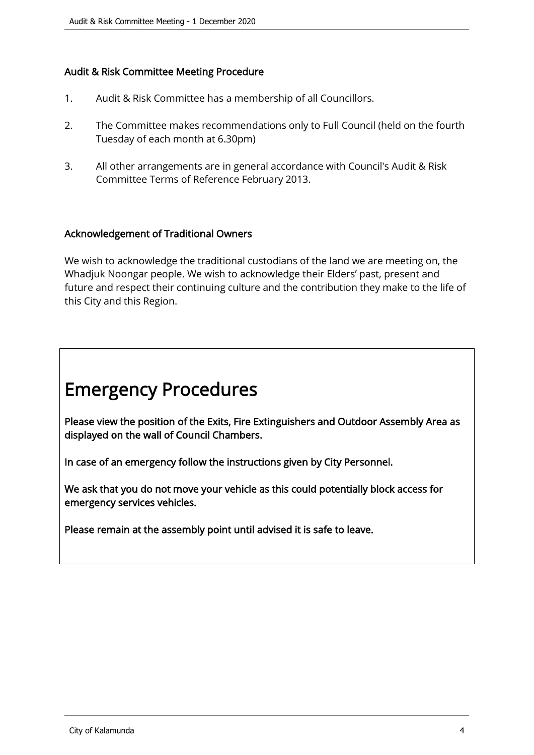### Audit & Risk Committee Meeting Procedure

1. Audit & Risk Committee has a membership of all Councillors.
2. The Committee makes recommendations only to Full Council (held on the fourth Tuesday of each month at 6.30pm)
3. All other arrangements are in general accordance with Council's Audit & Risk Committee Terms of Reference February 2013.

### Acknowledgement of Traditional Owners

We wish to acknowledge the traditional custodians of the land we are meeting on, the Whadjuk Noongar people. We wish to acknowledge their Elders' past, present and future and respect their continuing culture and the contribution they make to the life of this City and this Region.

# Emergency Procedures

**Please view the position of the Exits, Fire Extinguishers and Outdoor Assembly Area as displayed on the wall of Council Chambers.**

**In case of an emergency follow the instructions given by City Personnel.**

**We ask that you do not move your vehicle as this could potentially block access for emergency services vehicles.**

**Please remain at the assembly point until advised it is safe to leave.**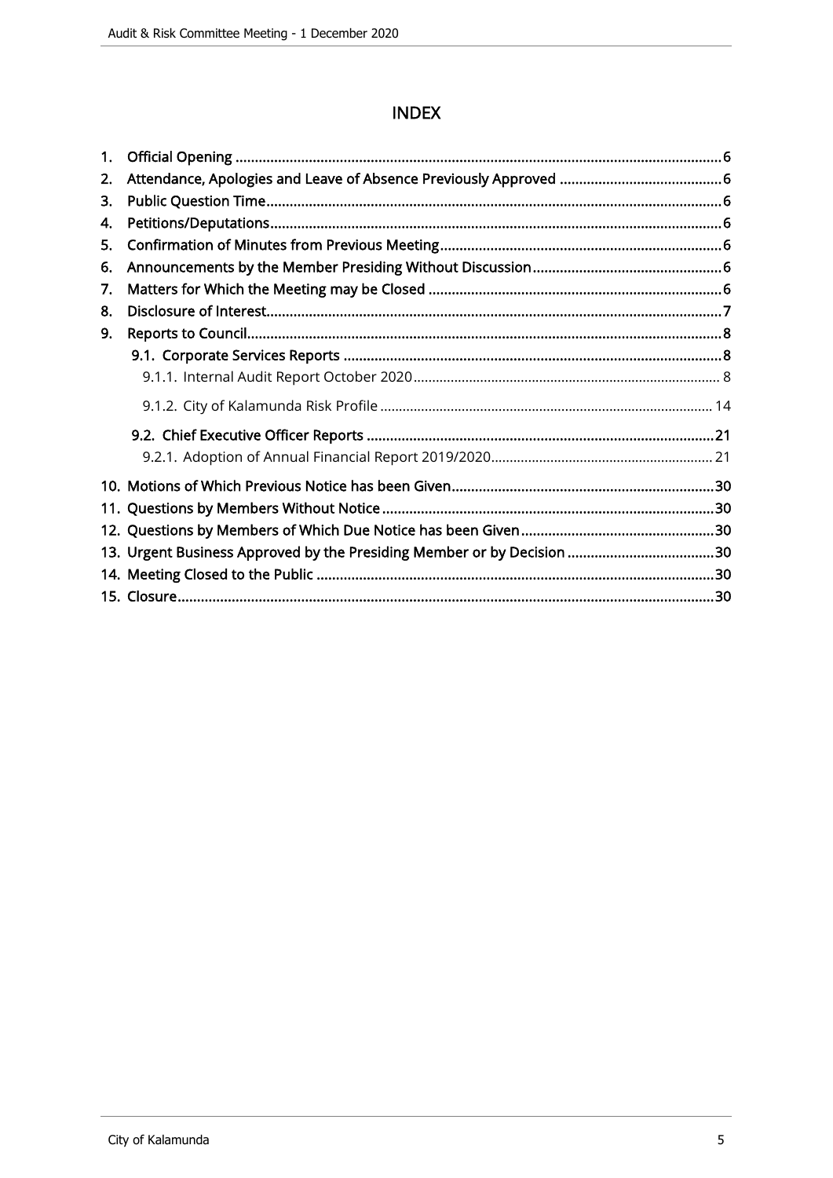# INDEX

1. Official Opening ........................................................................................................................ 6
2. Attendance, Apologies and Leave of Absence Previously Approved ........................................ 6
3. Public Question Time ................................................................................................................ 6
4. Petitions/Deputations ................................................................................................................ 6
5. Confirmation of Minutes from Previous Meeting ...................................................................... 6
6. Announcements by the Member Presiding Without Discussion ............................................... 6
7. Matters for Which the Meeting may be Closed .......................................................................... 6
8. Disclosure of Interest .................................................................................................................. 7
9. Reports to Council ...................................................................................................................... 8
   - 9.1. Corporate Services Reports ................................................................................................ 8
     - 9.1.1. Internal Audit Report October 2020 ................................................................................ 8
     - 9.1.2. City of Kalamunda Risk Profile ...................................................................................... 14
   - 9.2. Chief Executive Officer Reports ........................................................................................ 21
     - 9.2.1. Adoption of Annual Financial Report 2019/2020 .......................................................... 21
10. Motions of Which Previous Notice has been Given .................................................................. 30
11. Questions by Members Without Notice .................................................................................... 30
12. Questions by Members of Which Due Notice has been Given ................................................. 30
13. Urgent Business Approved by the Presiding Member or by Decision ...................................... 30
14. Meeting Closed to the Public ..................................................................................................... 30
15. Closure ........................................................................................................................................ 30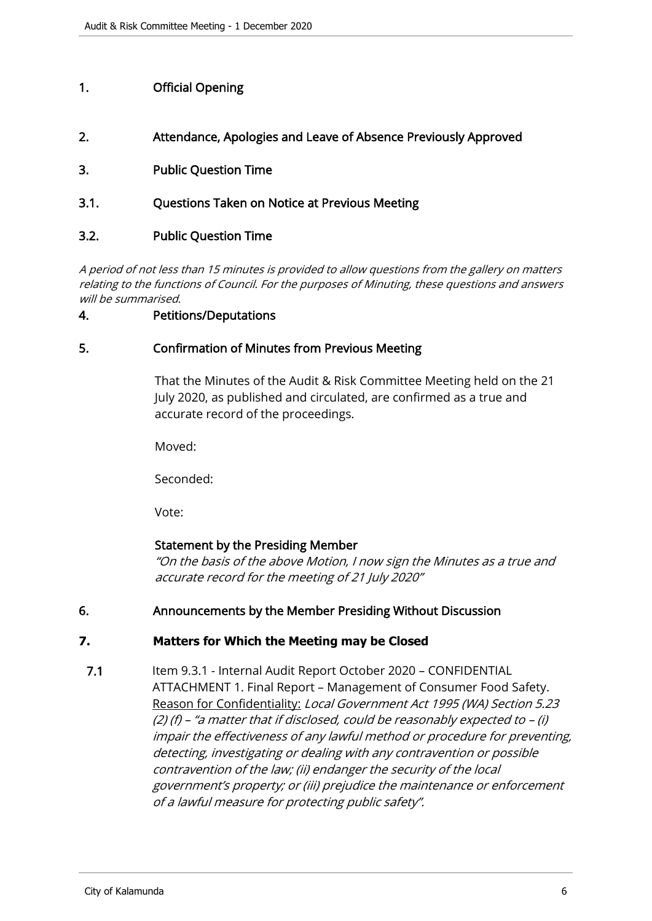## 1. Official Opening

## 2. Attendance, Apologies and Leave of Absence Previously Approved

## 3. Public Question Time

### 3.1. Questions Taken on Notice at Previous Meeting

### 3.2. Public Question Time

*A period of not less than 15 minutes is provided to allow questions from the gallery on matters relating to the functions of Council. For the purposes of Minuting, these questions and answers will be summarised.*

## 4. Petitions/Deputations

## 5. Confirmation of Minutes from Previous Meeting

That the Minutes of the Audit & Risk Committee Meeting held on the 21 July 2020, as published and circulated, are confirmed as a true and accurate record of the proceedings.

Moved:

Seconded:

Vote:

**Statement by the Presiding Member**
*"On the basis of the above Motion, I now sign the Minutes as a true and accurate record for the meeting of 21 July 2020"*

## 6. Announcements by the Member Presiding Without Discussion

## 7. Matters for Which the Meeting may be Closed

**7.1** Item 9.3.1 - Internal Audit Report October 2020 – CONFIDENTIAL ATTACHMENT 1. Final Report – Management of Consumer Food Safety.
Reason for Confidentiality: *Local Government Act 1995 (WA) Section 5.23 (2) (f) – "a matter that if disclosed, could be reasonably expected to – (i) impair the effectiveness of any lawful method or procedure for preventing, detecting, investigating or dealing with any contravention or possible contravention of the law; (ii) endanger the security of the local government's property; or (iii) prejudice the maintenance or enforcement of a lawful measure for protecting public safety".*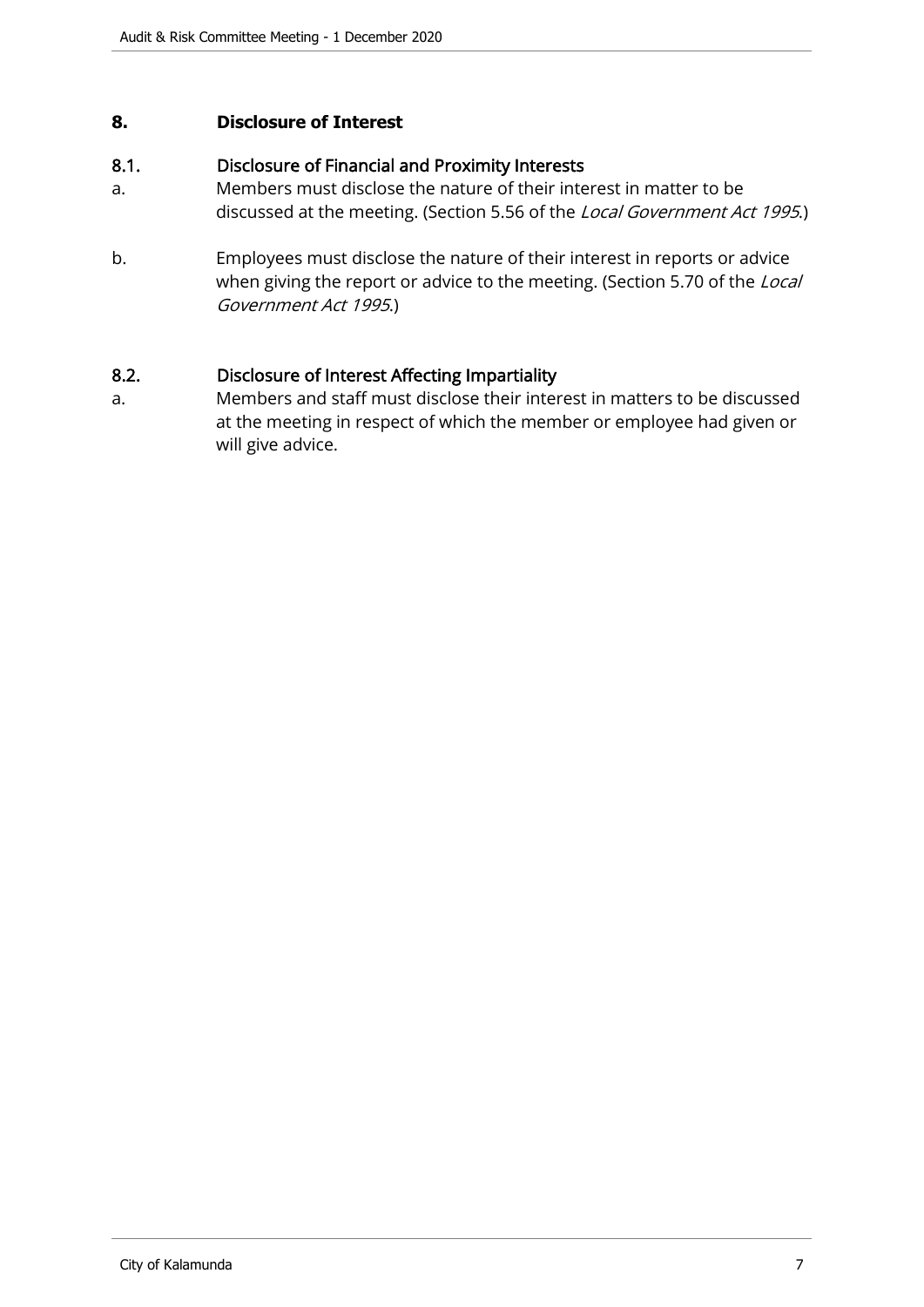# 8. Disclosure of Interest

## 8.1. Disclosure of Financial and Proximity Interests

a. Members must disclose the nature of their interest in matter to be discussed at the meeting. (Section 5.56 of the *Local Government Act 1995*.)

b. Employees must disclose the nature of their interest in reports or advice when giving the report or advice to the meeting. (Section 5.70 of the *Local Government Act 1995*.)

## 8.2. Disclosure of Interest Affecting Impartiality

a. Members and staff must disclose their interest in matters to be discussed at the meeting in respect of which the member or employee had given or will give advice.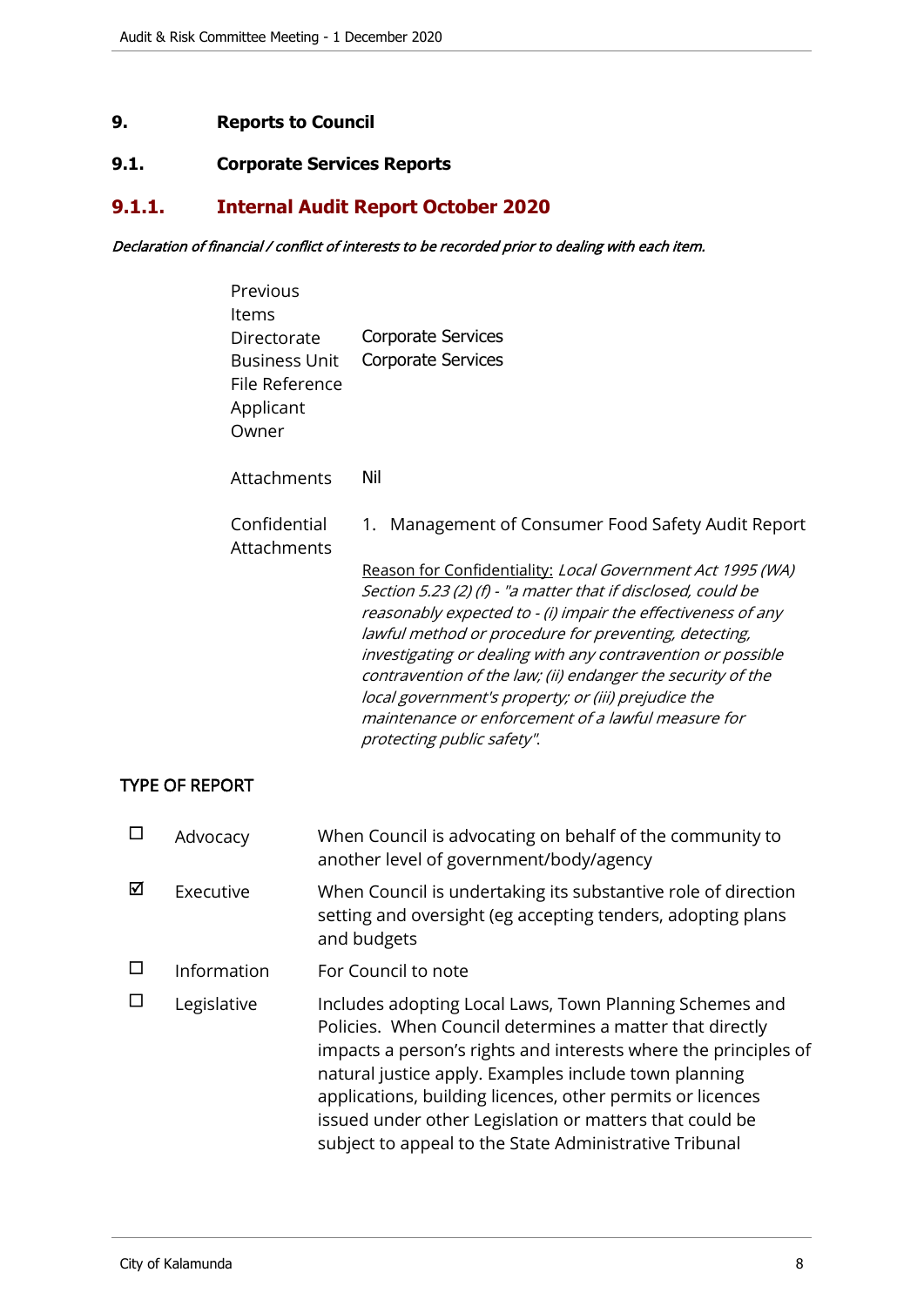# 9. Reports to Council

## 9.1. Corporate Services Reports

### 9.1.1. Internal Audit Report October 2020

*Declaration of financial / conflict of interests to be recorded prior to dealing with each item.*

| | |
|---|---|
| Previous Items | |
| Directorate | Corporate Services |
| Business Unit | Corporate Services |
| File Reference | |
| Applicant | |
| Owner | |
| Attachments | Nil |
| Confidential Attachments | 1. Management of Consumer Food Safety Audit Report<br><br><u>Reason for Confidentiality:</u> *Local Government Act 1995 (WA) Section 5.23 (2) (f) - "a matter that if disclosed, could be reasonably expected to - (i) impair the effectiveness of any lawful method or procedure for preventing, detecting, investigating or dealing with any contravention or possible contravention of the law; (ii) endanger the security of the local government's property; or (iii) prejudice the maintenance or enforcement of a lawful measure for protecting public safety".* |

TYPE OF REPORT

| | | |
|---|---|---|
| ☐ | Advocacy | When Council is advocating on behalf of the community to another level of government/body/agency |
| ☑ | Executive | When Council is undertaking its substantive role of direction setting and oversight (eg accepting tenders, adopting plans and budgets |
| ☐ | Information | For Council to note |
| ☐ | Legislative | Includes adopting Local Laws, Town Planning Schemes and Policies. When Council determines a matter that directly impacts a person's rights and interests where the principles of natural justice apply. Examples include town planning applications, building licences, other permits or licences issued under other Legislation or matters that could be subject to appeal to the State Administrative Tribunal |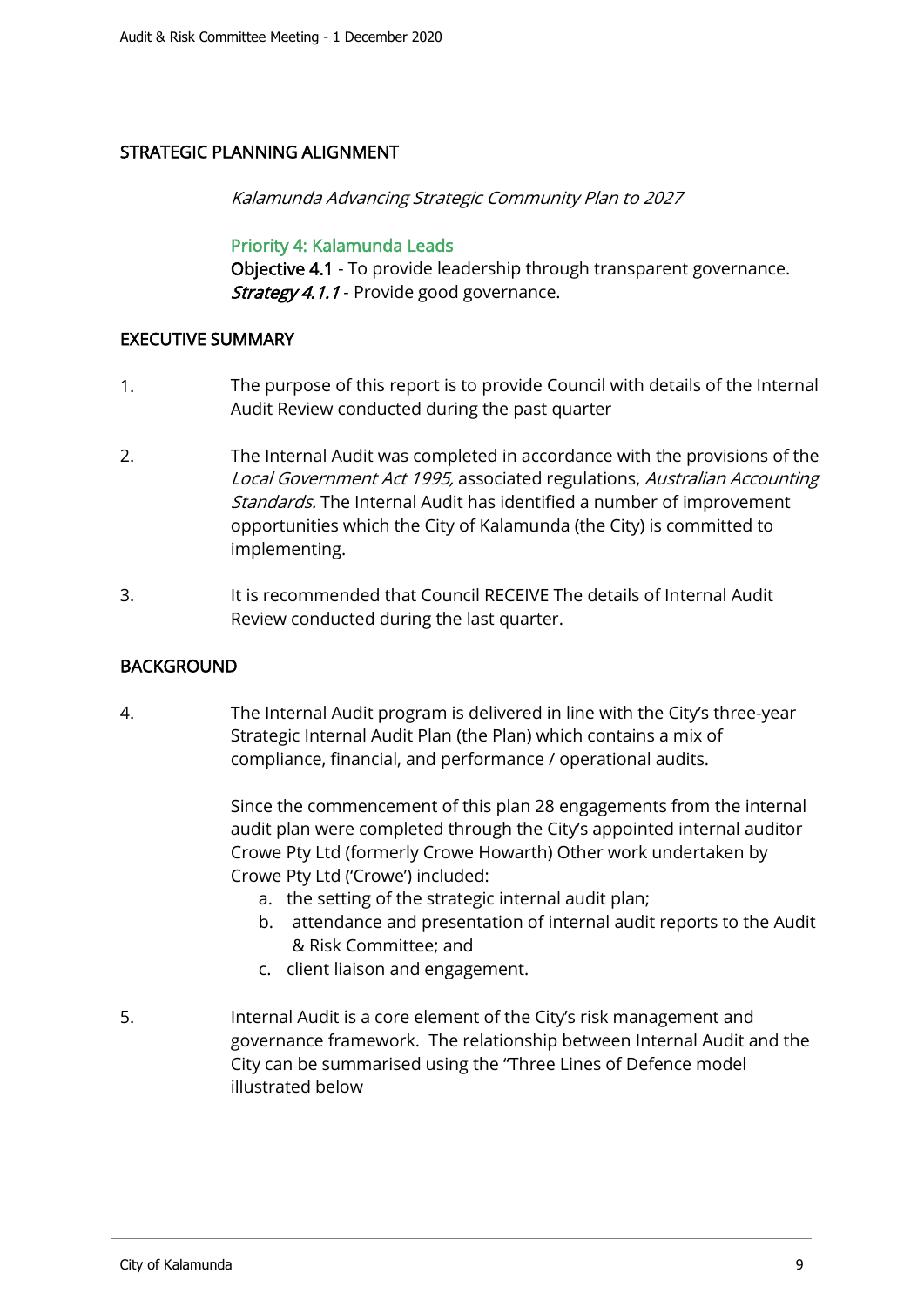## STRATEGIC PLANNING ALIGNMENT

*Kalamunda Advancing Strategic Community Plan to 2027*

**Priority 4: Kalamunda Leads**
**Objective 4.1** - To provide leadership through transparent governance.
***Strategy 4.1.1*** - Provide good governance.

## EXECUTIVE SUMMARY

1. The purpose of this report is to provide Council with details of the Internal Audit Review conducted during the past quarter

2. The Internal Audit was completed in accordance with the provisions of the *Local Government Act 1995,* associated regulations, *Australian Accounting Standards.* The Internal Audit has identified a number of improvement opportunities which the City of Kalamunda (the City) is committed to implementing.

3. It is recommended that Council RECEIVE The details of Internal Audit Review conducted during the last quarter.

## BACKGROUND

4. The Internal Audit program is delivered in line with the City's three-year Strategic Internal Audit Plan (the Plan) which contains a mix of compliance, financial, and performance / operational audits.

   Since the commencement of this plan 28 engagements from the internal audit plan were completed through the City's appointed internal auditor Crowe Pty Ltd (formerly Crowe Howarth) Other work undertaken by Crowe Pty Ltd ('Crowe') included:

   a. the setting of the strategic internal audit plan;
   b. attendance and presentation of internal audit reports to the Audit & Risk Committee; and
   c. client liaison and engagement.

5. Internal Audit is a core element of the City's risk management and governance framework. The relationship between Internal Audit and the City can be summarised using the "Three Lines of Defence model illustrated below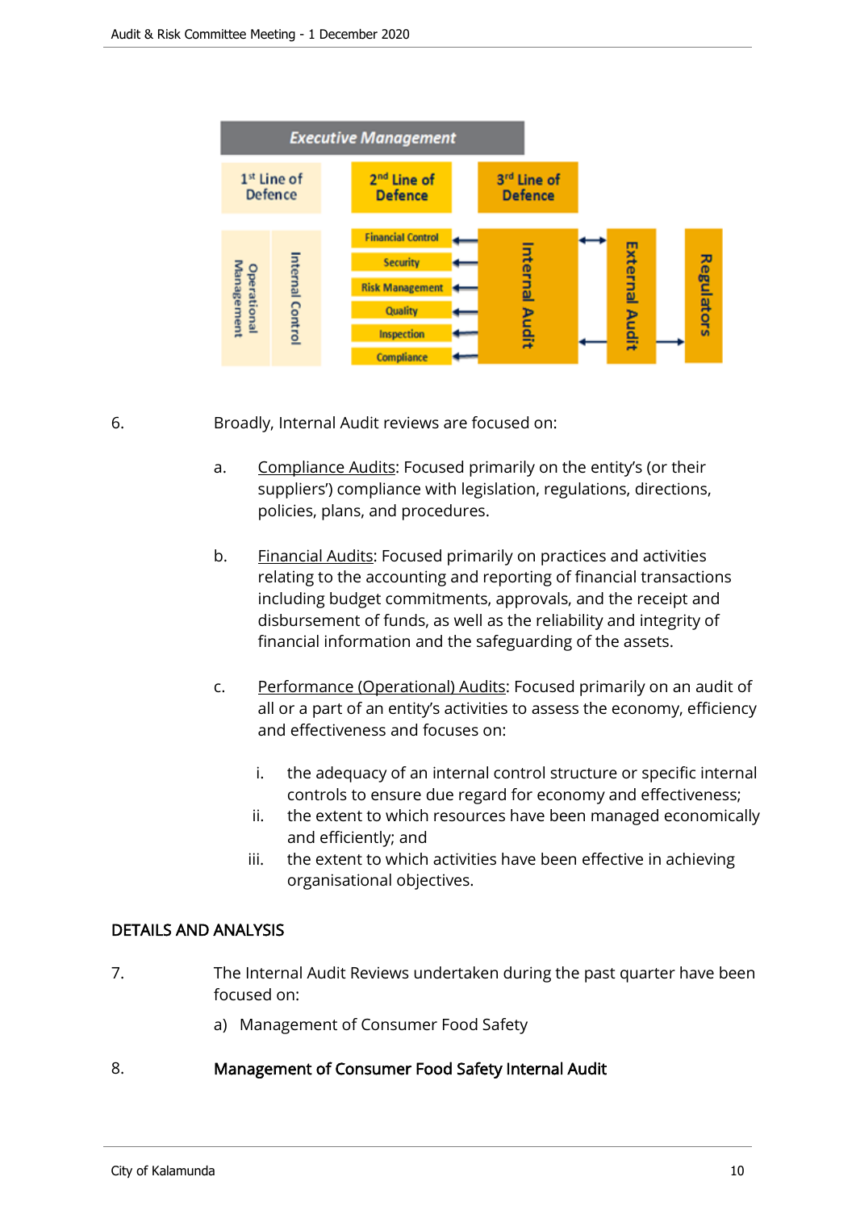6. Broadly, Internal Audit reviews are focused on:

   a. <u>Compliance Audits</u>: Focused primarily on the entity's (or their suppliers') compliance with legislation, regulations, directions, policies, plans, and procedures.

   b. <u>Financial Audits</u>: Focused primarily on practices and activities relating to the accounting and reporting of financial transactions including budget commitments, approvals, and the receipt and disbursement of funds, as well as the reliability and integrity of financial information and the safeguarding of the assets.

   c. <u>Performance (Operational) Audits</u>: Focused primarily on an audit of all or a part of an entity's activities to assess the economy, efficiency and effectiveness and focuses on:

      i. the adequacy of an internal control structure or specific internal controls to ensure due regard for economy and effectiveness;
      ii. the extent to which resources have been managed economically and efficiently; and
      iii. the extent to which activities have been effective in achieving organisational objectives.

## DETAILS AND ANALYSIS

7. The Internal Audit Reviews undertaken during the past quarter have been focused on:

   a) Management of Consumer Food Safety

8. **Management of Consumer Food Safety Internal Audit**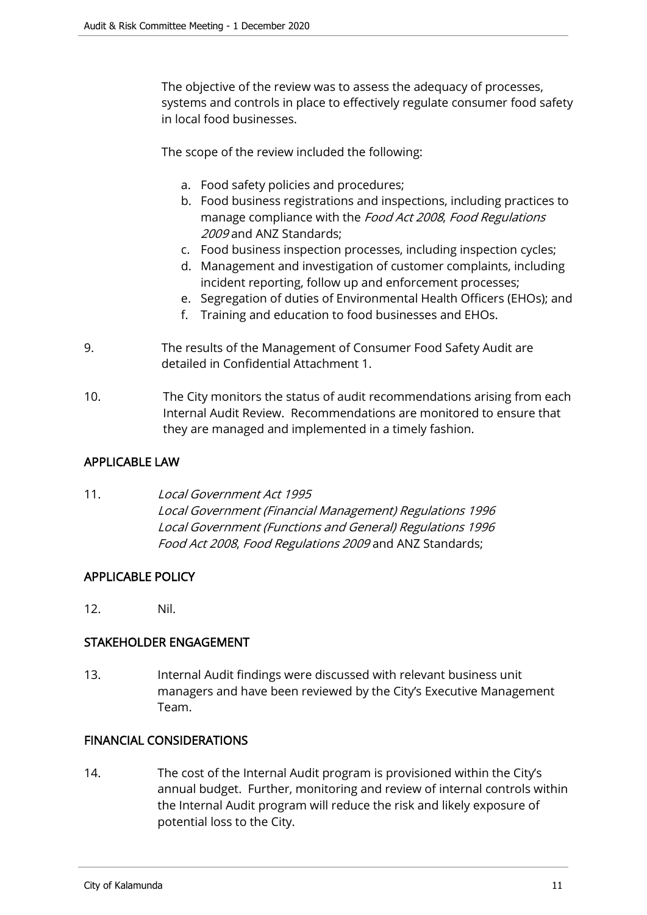The objective of the review was to assess the adequacy of processes, systems and controls in place to effectively regulate consumer food safety in local food businesses.

The scope of the review included the following:

a. Food safety policies and procedures;
b. Food business registrations and inspections, including practices to manage compliance with the *Food Act 2008*, *Food Regulations 2009* and ANZ Standards;
c. Food business inspection processes, including inspection cycles;
d. Management and investigation of customer complaints, including incident reporting, follow up and enforcement processes;
e. Segregation of duties of Environmental Health Officers (EHOs); and
f. Training and education to food businesses and EHOs.

9. The results of the Management of Consumer Food Safety Audit are detailed in Confidential Attachment 1.

10. The City monitors the status of audit recommendations arising from each Internal Audit Review. Recommendations are monitored to ensure that they are managed and implemented in a timely fashion.

## APPLICABLE LAW

11. *Local Government Act 1995*
*Local Government (Financial Management) Regulations 1996*
*Local Government (Functions and General) Regulations 1996*
*Food Act 2008*, *Food Regulations 2009* and ANZ Standards;

## APPLICABLE POLICY

12. Nil.

## STAKEHOLDER ENGAGEMENT

13. Internal Audit findings were discussed with relevant business unit managers and have been reviewed by the City's Executive Management Team.

## FINANCIAL CONSIDERATIONS

14. The cost of the Internal Audit program is provisioned within the City's annual budget. Further, monitoring and review of internal controls within the Internal Audit program will reduce the risk and likely exposure of potential loss to the City.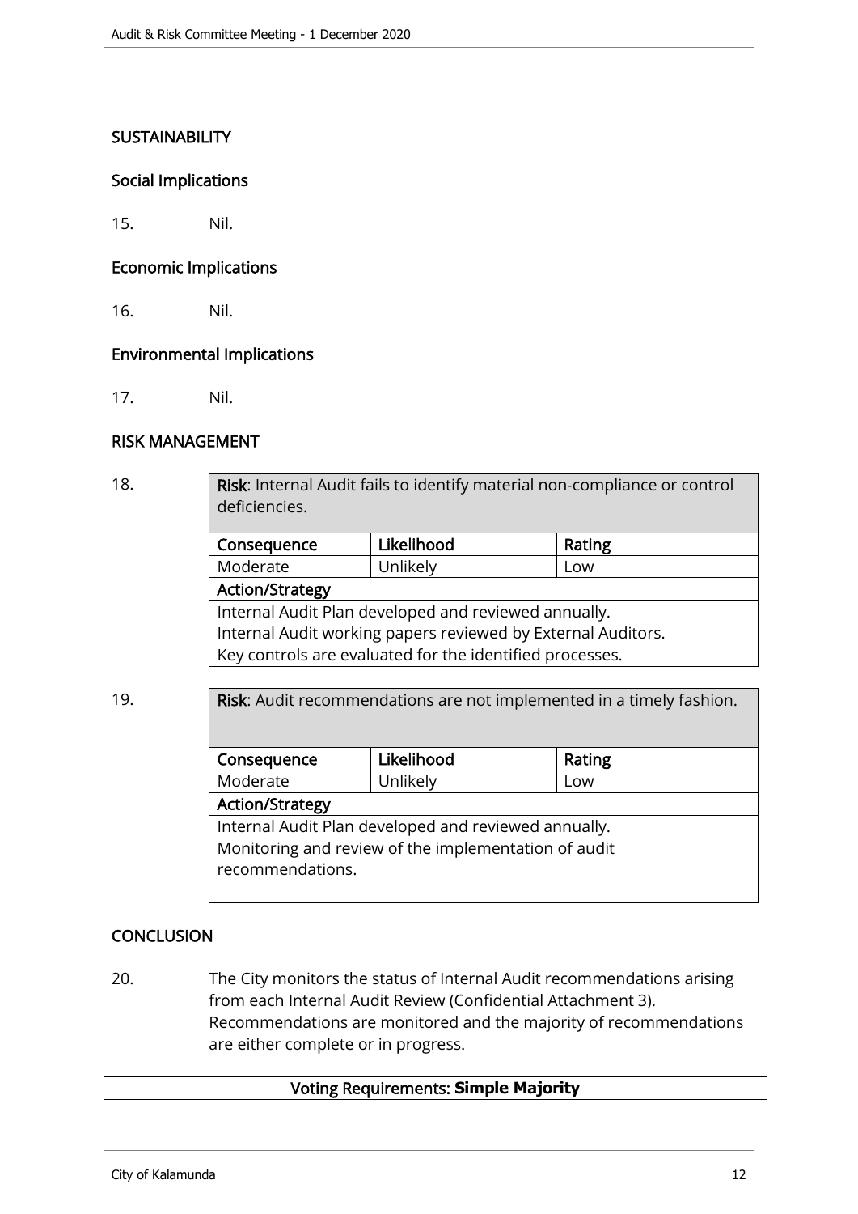## SUSTAINABILITY

### Social Implications

15. Nil.

### Economic Implications

16. Nil.

### Environmental Implications

17. Nil.

## RISK MANAGEMENT

18.

| **Risk**: Internal Audit fails to identify material non-compliance or control deficiencies. | | |
|---|---|---|
| **Consequence** | **Likelihood** | **Rating** |
| Moderate | Unlikely | Low |
| **Action/Strategy** | | |
| Internal Audit Plan developed and reviewed annually.<br>Internal Audit working papers reviewed by External Auditors.<br>Key controls are evaluated for the identified processes. | | |

19.

| **Risk**: Audit recommendations are not implemented in a timely fashion. | | |
|---|---|---|
| **Consequence** | **Likelihood** | **Rating** |
| Moderate | Unlikely | Low |
| **Action/Strategy** | | |
| Internal Audit Plan developed and reviewed annually.<br>Monitoring and review of the implementation of audit recommendations. | | |

## CONCLUSION

20. The City monitors the status of Internal Audit recommendations arising from each Internal Audit Review (Confidential Attachment 3). Recommendations are monitored and the majority of recommendations are either complete or in progress.

| Voting Requirements: **Simple Majority** |
|---|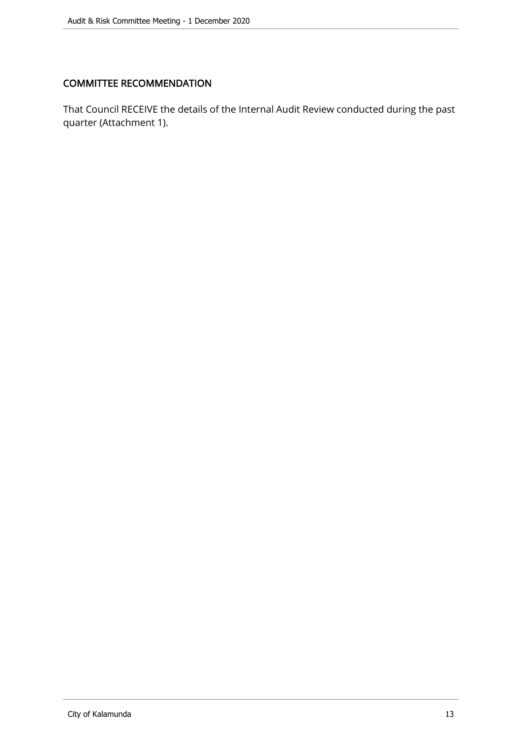## COMMITTEE RECOMMENDATION

That Council RECEIVE the details of the Internal Audit Review conducted during the past quarter (Attachment 1).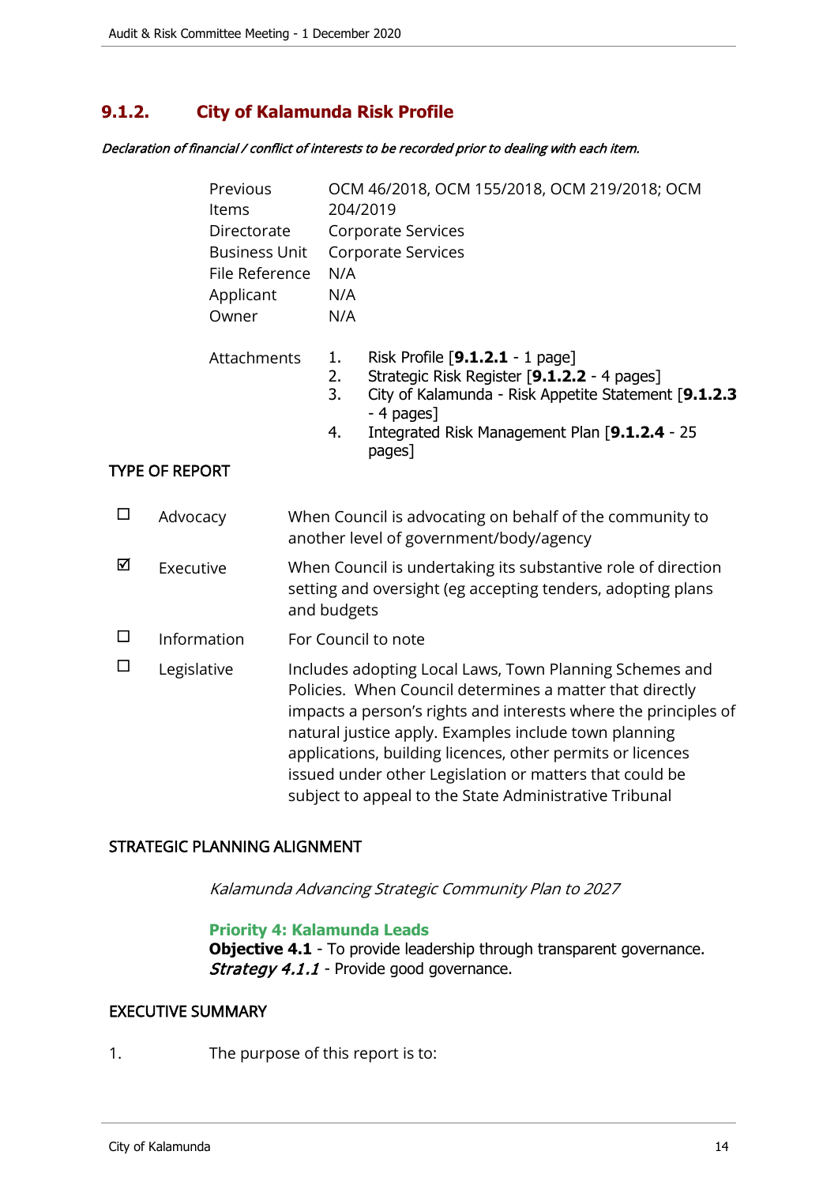## 9.1.2. City of Kalamunda Risk Profile

*Declaration of financial / conflict of interests to be recorded prior to dealing with each item.*

| | |
|---|---|
| Previous Items | OCM 46/2018, OCM 155/2018, OCM 219/2018; OCM 204/2019 |
| Directorate | Corporate Services |
| Business Unit | Corporate Services |
| File Reference | N/A |
| Applicant | N/A |
| Owner | N/A |

Attachments

1. Risk Profile [**9.1.2.1** - 1 page]
2. Strategic Risk Register [**9.1.2.2** - 4 pages]
3. City of Kalamunda - Risk Appetite Statement [**9.1.2.3** - 4 pages]
4. Integrated Risk Management Plan [**9.1.2.4** - 25 pages]

TYPE OF REPORT

| | | |
|---|---|---|
| ☐ | Advocacy | When Council is advocating on behalf of the community to another level of government/body/agency |
| ☑ | Executive | When Council is undertaking its substantive role of direction setting and oversight (eg accepting tenders, adopting plans and budgets |
| ☐ | Information | For Council to note |
| ☐ | Legislative | Includes adopting Local Laws, Town Planning Schemes and Policies. When Council determines a matter that directly impacts a person's rights and interests where the principles of natural justice apply. Examples include town planning applications, building licences, other permits or licences issued under other Legislation or matters that could be subject to appeal to the State Administrative Tribunal |

STRATEGIC PLANNING ALIGNMENT

*Kalamunda Advancing Strategic Community Plan to 2027*

**Priority 4: Kalamunda Leads**
**Objective 4.1** - To provide leadership through transparent governance.
***Strategy 4.1.1*** - Provide good governance.

EXECUTIVE SUMMARY

1. The purpose of this report is to: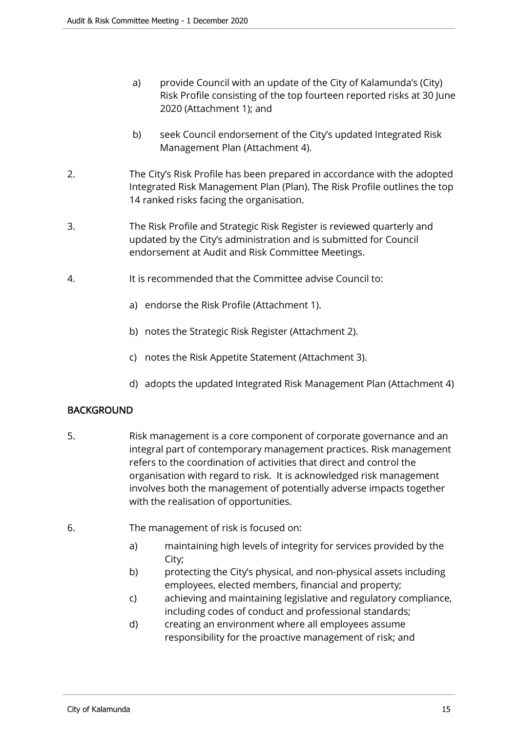a) provide Council with an update of the City of Kalamunda's (City) Risk Profile consisting of the top fourteen reported risks at 30 June 2020 (Attachment 1); and

b) seek Council endorsement of the City's updated Integrated Risk Management Plan (Attachment 4).

2. The City's Risk Profile has been prepared in accordance with the adopted Integrated Risk Management Plan (Plan). The Risk Profile outlines the top 14 ranked risks facing the organisation.

3. The Risk Profile and Strategic Risk Register is reviewed quarterly and updated by the City's administration and is submitted for Council endorsement at Audit and Risk Committee Meetings.

4. It is recommended that the Committee advise Council to:

   a) endorse the Risk Profile (Attachment 1).

   b) notes the Strategic Risk Register (Attachment 2).

   c) notes the Risk Appetite Statement (Attachment 3).

   d) adopts the updated Integrated Risk Management Plan (Attachment 4)

## BACKGROUND

5. Risk management is a core component of corporate governance and an integral part of contemporary management practices. Risk management refers to the coordination of activities that direct and control the organisation with regard to risk. It is acknowledged risk management involves both the management of potentially adverse impacts together with the realisation of opportunities.

6. The management of risk is focused on:

   a) maintaining high levels of integrity for services provided by the City;
   b) protecting the City's physical, and non-physical assets including employees, elected members, financial and property;
   c) achieving and maintaining legislative and regulatory compliance, including codes of conduct and professional standards;
   d) creating an environment where all employees assume responsibility for the proactive management of risk; and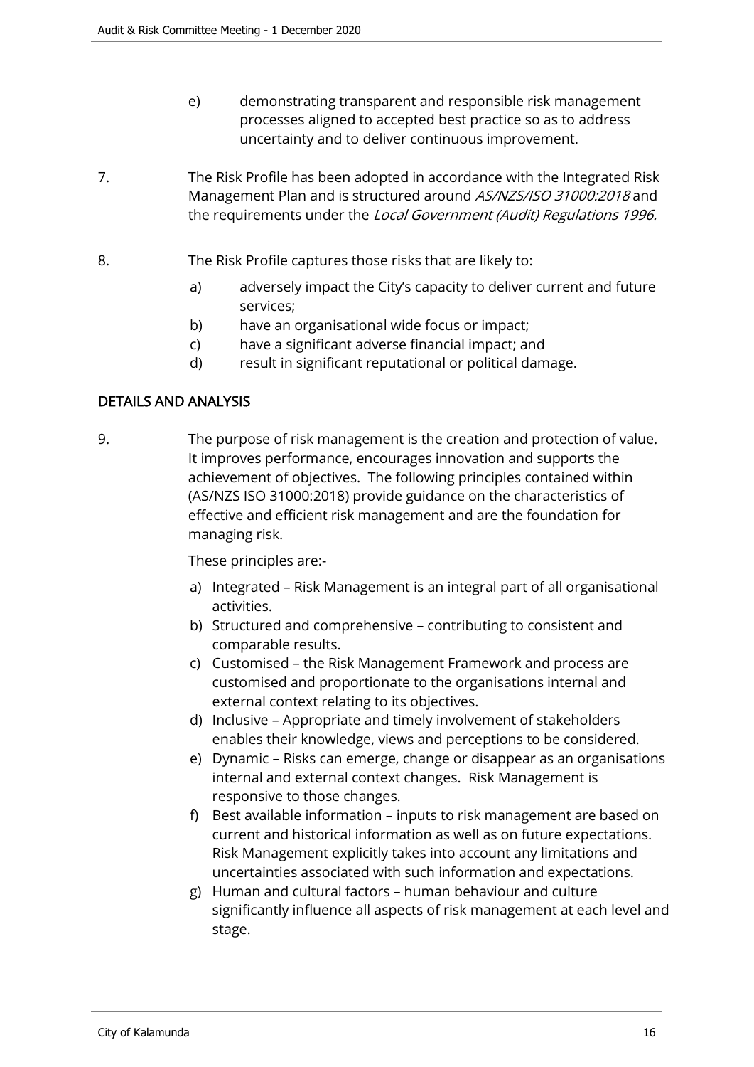e) demonstrating transparent and responsible risk management processes aligned to accepted best practice so as to address uncertainty and to deliver continuous improvement.

7. The Risk Profile has been adopted in accordance with the Integrated Risk Management Plan and is structured around *AS/NZS/ISO 31000:2018* and the requirements under the *Local Government (Audit) Regulations 1996.*

8. The Risk Profile captures those risks that are likely to:

   a) adversely impact the City's capacity to deliver current and future services;
   b) have an organisational wide focus or impact;
   c) have a significant adverse financial impact; and
   d) result in significant reputational or political damage.

## DETAILS AND ANALYSIS

9. The purpose of risk management is the creation and protection of value. It improves performance, encourages innovation and supports the achievement of objectives. The following principles contained within (AS/NZS ISO 31000:2018) provide guidance on the characteristics of effective and efficient risk management and are the foundation for managing risk.

   These principles are:-

   a) Integrated – Risk Management is an integral part of all organisational activities.
   b) Structured and comprehensive – contributing to consistent and comparable results.
   c) Customised – the Risk Management Framework and process are customised and proportionate to the organisations internal and external context relating to its objectives.
   d) Inclusive – Appropriate and timely involvement of stakeholders enables their knowledge, views and perceptions to be considered.
   e) Dynamic – Risks can emerge, change or disappear as an organisations internal and external context changes. Risk Management is responsive to those changes.
   f) Best available information – inputs to risk management are based on current and historical information as well as on future expectations. Risk Management explicitly takes into account any limitations and uncertainties associated with such information and expectations.
   g) Human and cultural factors – human behaviour and culture significantly influence all aspects of risk management at each level and stage.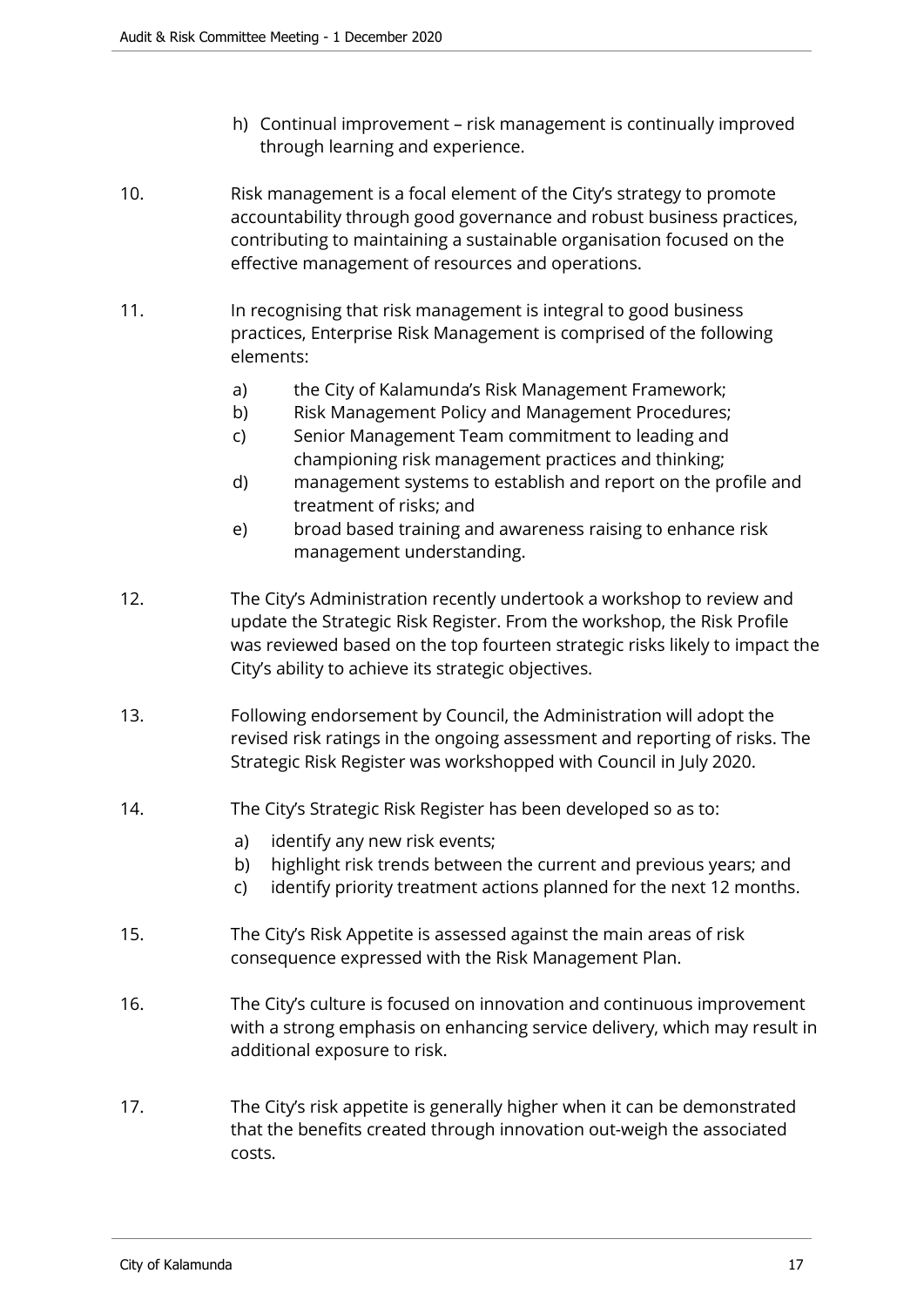h) Continual improvement – risk management is continually improved through learning and experience.

10. Risk management is a focal element of the City's strategy to promote accountability through good governance and robust business practices, contributing to maintaining a sustainable organisation focused on the effective management of resources and operations.

11. In recognising that risk management is integral to good business practices, Enterprise Risk Management is comprised of the following elements:

    a) the City of Kalamunda's Risk Management Framework;
    b) Risk Management Policy and Management Procedures;
    c) Senior Management Team commitment to leading and championing risk management practices and thinking;
    d) management systems to establish and report on the profile and treatment of risks; and
    e) broad based training and awareness raising to enhance risk management understanding.

12. The City's Administration recently undertook a workshop to review and update the Strategic Risk Register. From the workshop, the Risk Profile was reviewed based on the top fourteen strategic risks likely to impact the City's ability to achieve its strategic objectives.

13. Following endorsement by Council, the Administration will adopt the revised risk ratings in the ongoing assessment and reporting of risks. The Strategic Risk Register was workshopped with Council in July 2020.

14. The City's Strategic Risk Register has been developed so as to:

    a) identify any new risk events;
    b) highlight risk trends between the current and previous years; and
    c) identify priority treatment actions planned for the next 12 months.

15. The City's Risk Appetite is assessed against the main areas of risk consequence expressed with the Risk Management Plan.

16. The City's culture is focused on innovation and continuous improvement with a strong emphasis on enhancing service delivery, which may result in additional exposure to risk.

17. The City's risk appetite is generally higher when it can be demonstrated that the benefits created through innovation out-weigh the associated costs.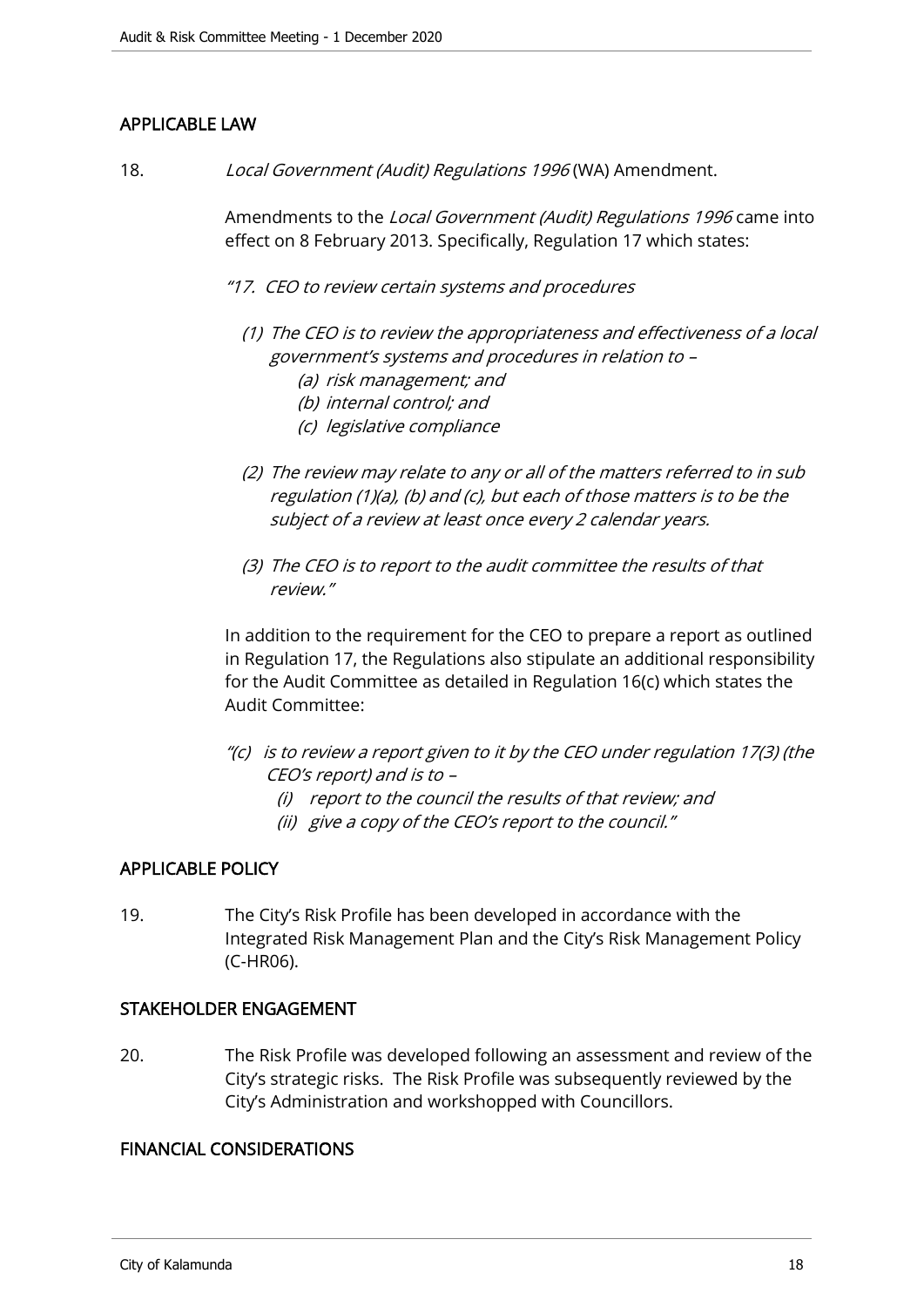## APPLICABLE LAW

18. *Local Government (Audit) Regulations 1996* (WA) Amendment.

Amendments to the *Local Government (Audit) Regulations 1996* came into effect on 8 February 2013. Specifically, Regulation 17 which states:

*"17. CEO to review certain systems and procedures*

*(1) The CEO is to review the appropriateness and effectiveness of a local government's systems and procedures in relation to –*
   *(a) risk management; and*
   *(b) internal control; and*
   *(c) legislative compliance*

*(2) The review may relate to any or all of the matters referred to in sub regulation (1)(a), (b) and (c), but each of those matters is to be the subject of a review at least once every 2 calendar years.*

*(3) The CEO is to report to the audit committee the results of that review."*

In addition to the requirement for the CEO to prepare a report as outlined in Regulation 17, the Regulations also stipulate an additional responsibility for the Audit Committee as detailed in Regulation 16(c) which states the Audit Committee:

*"(c) is to review a report given to it by the CEO under regulation 17(3) (the CEO's report) and is to –*
   *(i) report to the council the results of that review; and*
   *(ii) give a copy of the CEO's report to the council."*

## APPLICABLE POLICY

19. The City's Risk Profile has been developed in accordance with the Integrated Risk Management Plan and the City's Risk Management Policy (C-HR06).

## STAKEHOLDER ENGAGEMENT

20. The Risk Profile was developed following an assessment and review of the City's strategic risks. The Risk Profile was subsequently reviewed by the City's Administration and workshopped with Councillors.

## FINANCIAL CONSIDERATIONS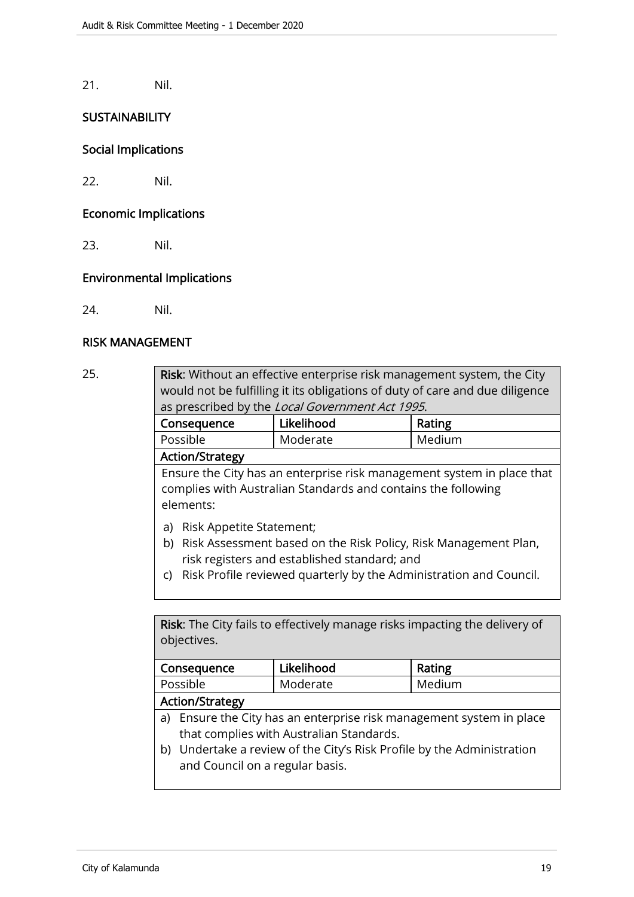21. Nil.

## SUSTAINABILITY

### Social Implications

22. Nil.

### Economic Implications

23. Nil.

### Environmental Implications

24. Nil.

## RISK MANAGEMENT

25.

| **Risk**: Without an effective enterprise risk management system, the City would not be fulfilling it its obligations of duty of care and due diligence as prescribed by the *Local Government Act 1995*. | | |
|---|---|---|
| **Consequence** | **Likelihood** | **Rating** |
| Possible | Moderate | Medium |
| **Action/Strategy** | | |
| Ensure the City has an enterprise risk management system in place that complies with Australian Standards and contains the following elements:<br>a) Risk Appetite Statement;<br>b) Risk Assessment based on the Risk Policy, Risk Management Plan, risk registers and established standard; and<br>c) Risk Profile reviewed quarterly by the Administration and Council. | | |

| **Risk**: The City fails to effectively manage risks impacting the delivery of objectives. | | |
|---|---|---|
| **Consequence** | **Likelihood** | **Rating** |
| Possible | Moderate | Medium |
| **Action/Strategy** | | |
| a) Ensure the City has an enterprise risk management system in place that complies with Australian Standards.<br>b) Undertake a review of the City's Risk Profile by the Administration and Council on a regular basis. | | |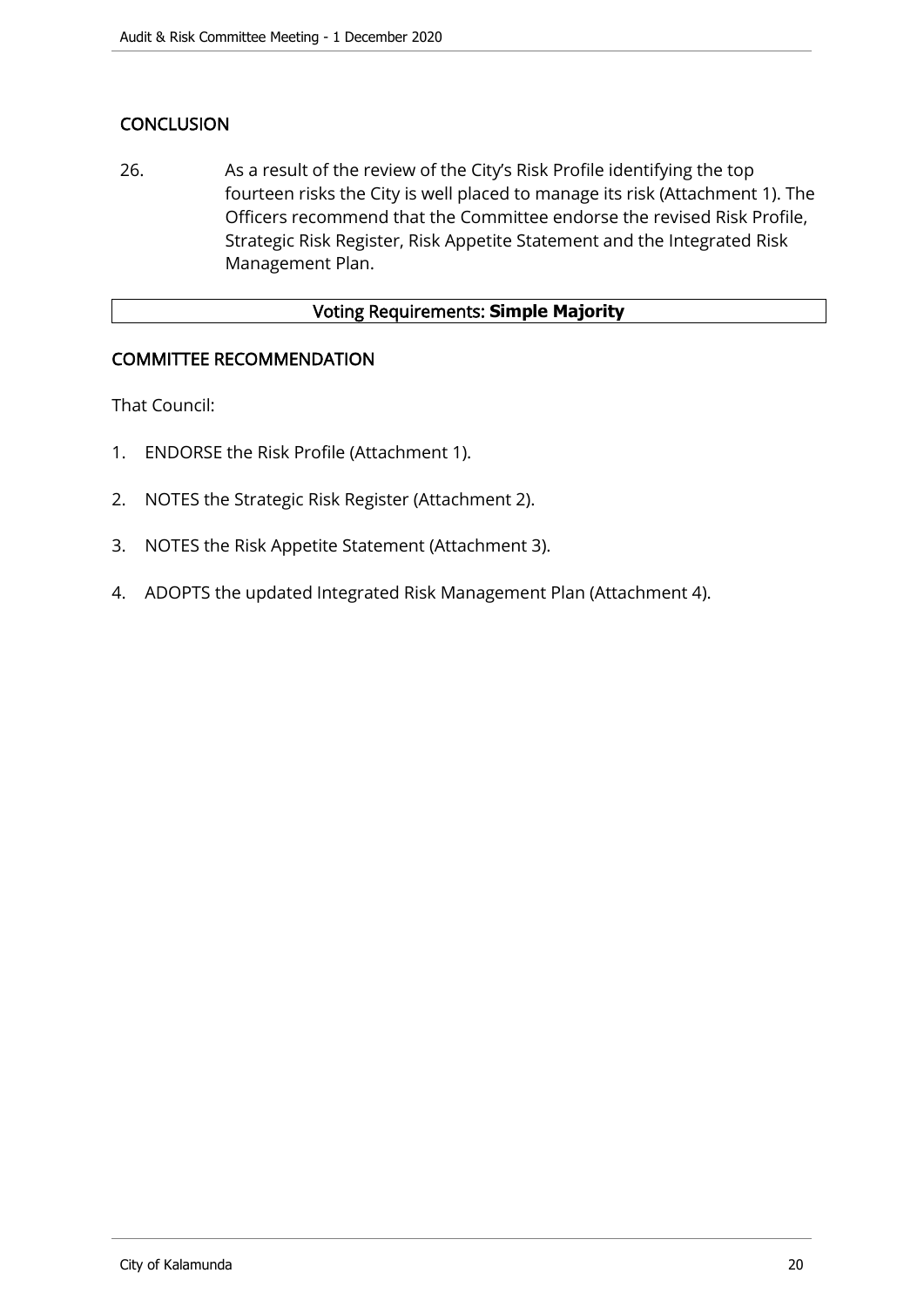## CONCLUSION

26. As a result of the review of the City's Risk Profile identifying the top fourteen risks the City is well placed to manage its risk (Attachment 1). The Officers recommend that the Committee endorse the revised Risk Profile, Strategic Risk Register, Risk Appetite Statement and the Integrated Risk Management Plan.

| Voting Requirements: **Simple Majority** |
|---|

## COMMITTEE RECOMMENDATION

That Council:

1. ENDORSE the Risk Profile (Attachment 1).
2. NOTES the Strategic Risk Register (Attachment 2).
3. NOTES the Risk Appetite Statement (Attachment 3).
4. ADOPTS the updated Integrated Risk Management Plan (Attachment 4).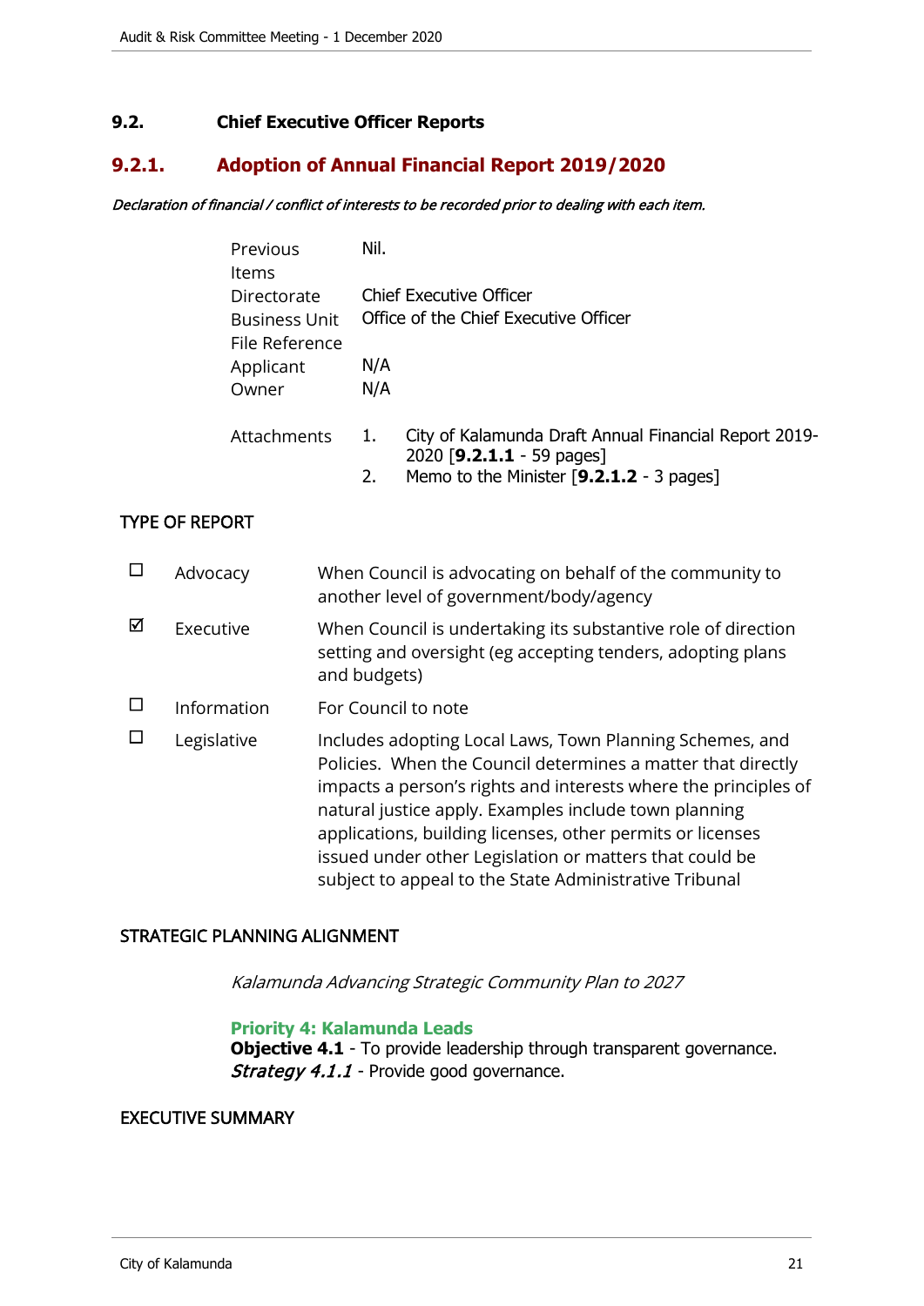## 9.2. Chief Executive Officer Reports

### 9.2.1. Adoption of Annual Financial Report 2019/2020

*Declaration of financial / conflict of interests to be recorded prior to dealing with each item.*

| | |
|---|---|
| Previous Items | Nil. |
| Directorate | Chief Executive Officer |
| Business Unit | Office of the Chief Executive Officer |
| File Reference | |
| Applicant | N/A |
| Owner | N/A |
| Attachments | 1. City of Kalamunda Draft Annual Financial Report 2019-2020 [**9.2.1.1** - 59 pages]<br>2. Memo to the Minister [**9.2.1.2** - 3 pages] |

TYPE OF REPORT

| | | |
|---|---|---|
| ☐ | Advocacy | When Council is advocating on behalf of the community to another level of government/body/agency |
| ☑ | Executive | When Council is undertaking its substantive role of direction setting and oversight (eg accepting tenders, adopting plans and budgets) |
| ☐ | Information | For Council to note |
| ☐ | Legislative | Includes adopting Local Laws, Town Planning Schemes, and Policies. When the Council determines a matter that directly impacts a person's rights and interests where the principles of natural justice apply. Examples include town planning applications, building licenses, other permits or licenses issued under other Legislation or matters that could be subject to appeal to the State Administrative Tribunal |

STRATEGIC PLANNING ALIGNMENT

*Kalamunda Advancing Strategic Community Plan to 2027*

**Priority 4: Kalamunda Leads**
**Objective 4.1** - To provide leadership through transparent governance.
***Strategy 4.1.1*** - Provide good governance.

EXECUTIVE SUMMARY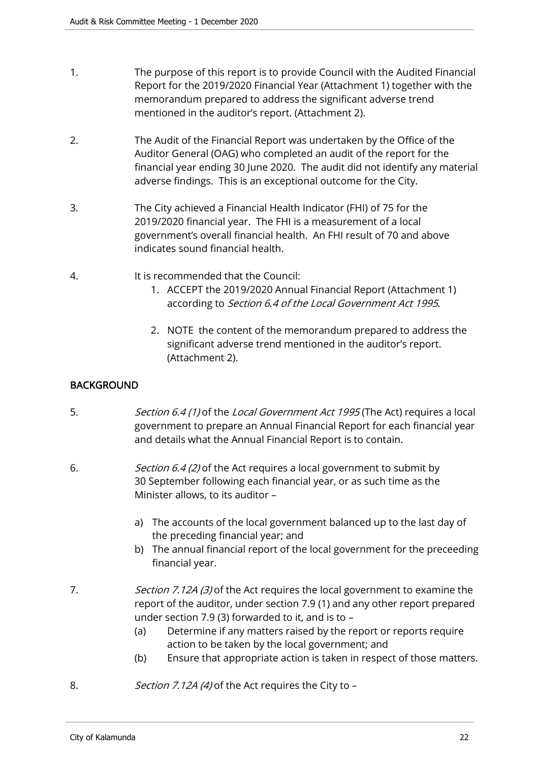1. The purpose of this report is to provide Council with the Audited Financial Report for the 2019/2020 Financial Year (Attachment 1) together with the memorandum prepared to address the significant adverse trend mentioned in the auditor's report. (Attachment 2).

2. The Audit of the Financial Report was undertaken by the Office of the Auditor General (OAG) who completed an audit of the report for the financial year ending 30 June 2020. The audit did not identify any material adverse findings. This is an exceptional outcome for the City.

3. The City achieved a Financial Health Indicator (FHI) of 75 for the 2019/2020 financial year. The FHI is a measurement of a local government's overall financial health. An FHI result of 70 and above indicates sound financial health.

4. It is recommended that the Council:
    1. ACCEPT the 2019/2020 Annual Financial Report (Attachment 1) according to *Section 6.4 of the Local Government Act 1995*.
    2. NOTE the content of the memorandum prepared to address the significant adverse trend mentioned in the auditor's report. (Attachment 2).

## BACKGROUND

5. *Section 6.4 (1)* of the *Local Government Act 1995* (The Act) requires a local government to prepare an Annual Financial Report for each financial year and details what the Annual Financial Report is to contain.

6. *Section 6.4 (2)* of the Act requires a local government to submit by 30 September following each financial year, or as such time as the Minister allows, to its auditor –
    a) The accounts of the local government balanced up to the last day of the preceding financial year; and
    b) The annual financial report of the local government for the preceeding financial year.

7. *Section 7.12A (3)* of the Act requires the local government to examine the report of the auditor, under section 7.9 (1) and any other report prepared under section 7.9 (3) forwarded to it, and is to –
    (a) Determine if any matters raised by the report or reports require action to be taken by the local government; and
    (b) Ensure that appropriate action is taken in respect of those matters.

8. *Section 7.12A (4)* of the Act requires the City to –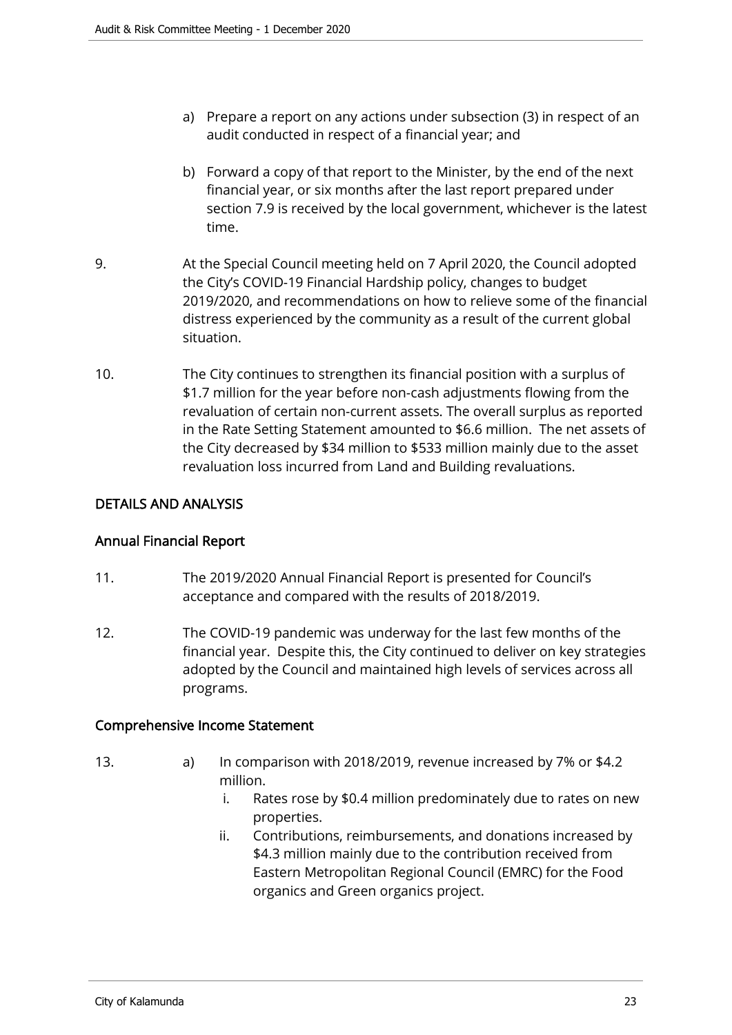a) Prepare a report on any actions under subsection (3) in respect of an audit conducted in respect of a financial year; and

b) Forward a copy of that report to the Minister, by the end of the next financial year, or six months after the last report prepared under section 7.9 is received by the local government, whichever is the latest time.

9. At the Special Council meeting held on 7 April 2020, the Council adopted the City's COVID-19 Financial Hardship policy, changes to budget 2019/2020, and recommendations on how to relieve some of the financial distress experienced by the community as a result of the current global situation.

10. The City continues to strengthen its financial position with a surplus of $1.7 million for the year before non-cash adjustments flowing from the revaluation of certain non-current assets. The overall surplus as reported in the Rate Setting Statement amounted to $6.6 million. The net assets of the City decreased by $34 million to $533 million mainly due to the asset revaluation loss incurred from Land and Building revaluations.

## DETAILS AND ANALYSIS

### Annual Financial Report

11. The 2019/2020 Annual Financial Report is presented for Council's acceptance and compared with the results of 2018/2019.

12. The COVID-19 pandemic was underway for the last few months of the financial year. Despite this, the City continued to deliver on key strategies adopted by the Council and maintained high levels of services across all programs.

### Comprehensive Income Statement

13. a) In comparison with 2018/2019, revenue increased by 7% or $4.2 million.
    i. Rates rose by $0.4 million predominately due to rates on new properties.
    ii. Contributions, reimbursements, and donations increased by $4.3 million mainly due to the contribution received from Eastern Metropolitan Regional Council (EMRC) for the Food organics and Green organics project.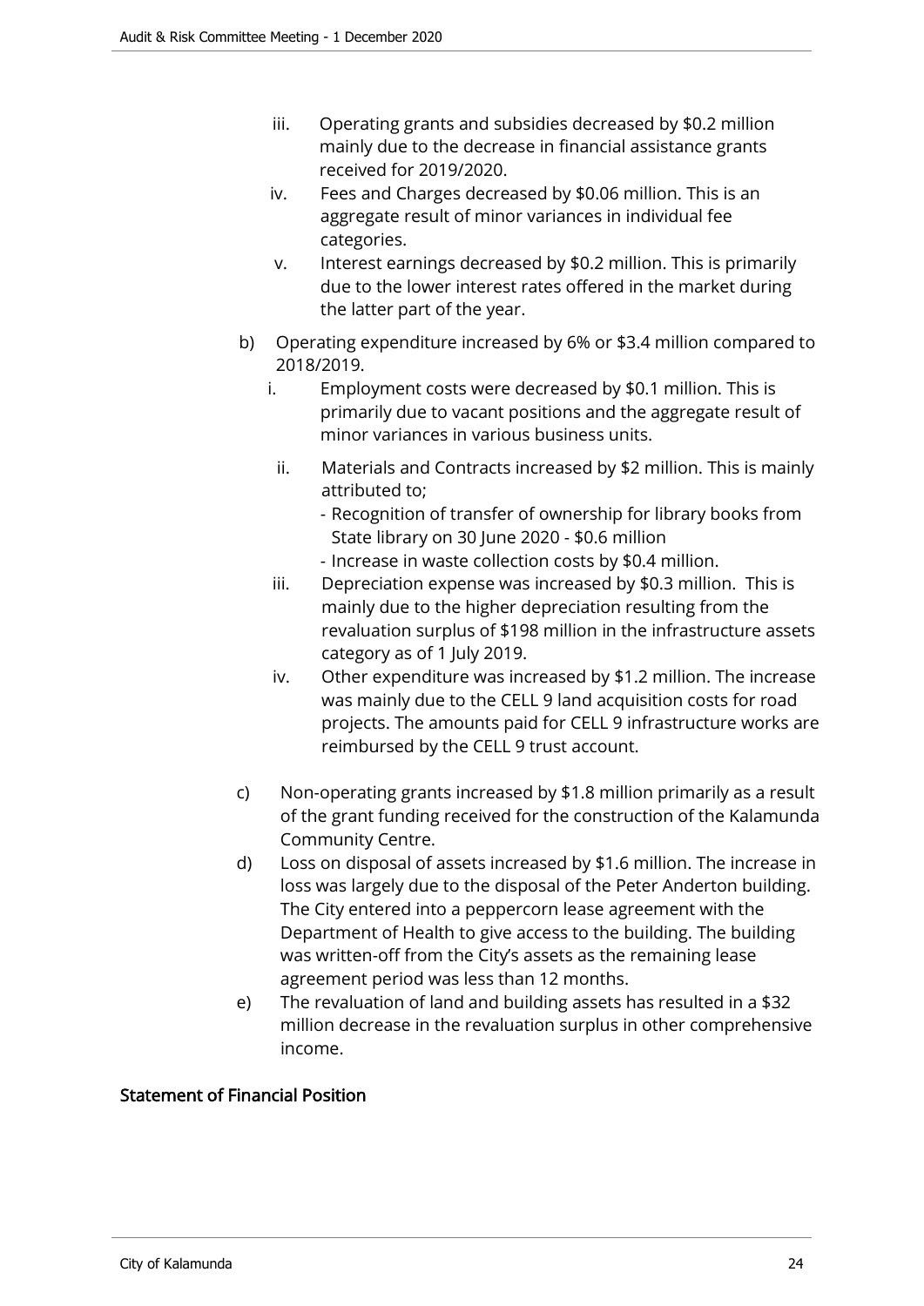iii. Operating grants and subsidies decreased by $0.2 million mainly due to the decrease in financial assistance grants received for 2019/2020.

iv. Fees and Charges decreased by $0.06 million. This is an aggregate result of minor variances in individual fee categories.

v. Interest earnings decreased by $0.2 million. This is primarily due to the lower interest rates offered in the market during the latter part of the year.

b) Operating expenditure increased by 6% or $3.4 million compared to 2018/2019.

i. Employment costs were decreased by $0.1 million. This is primarily due to vacant positions and the aggregate result of minor variances in various business units.

ii. Materials and Contracts increased by $2 million. This is mainly attributed to;
   - Recognition of transfer of ownership for library books from State library on 30 June 2020 - $0.6 million
   - Increase in waste collection costs by $0.4 million.

iii. Depreciation expense was increased by $0.3 million. This is mainly due to the higher depreciation resulting from the revaluation surplus of $198 million in the infrastructure assets category as of 1 July 2019.

iv. Other expenditure was increased by $1.2 million. The increase was mainly due to the CELL 9 land acquisition costs for road projects. The amounts paid for CELL 9 infrastructure works are reimbursed by the CELL 9 trust account.

c) Non-operating grants increased by $1.8 million primarily as a result of the grant funding received for the construction of the Kalamunda Community Centre.

d) Loss on disposal of assets increased by $1.6 million. The increase in loss was largely due to the disposal of the Peter Anderton building. The City entered into a peppercorn lease agreement with the Department of Health to give access to the building. The building was written-off from the City's assets as the remaining lease agreement period was less than 12 months.

e) The revaluation of land and building assets has resulted in a $32 million decrease in the revaluation surplus in other comprehensive income.

**Statement of Financial Position**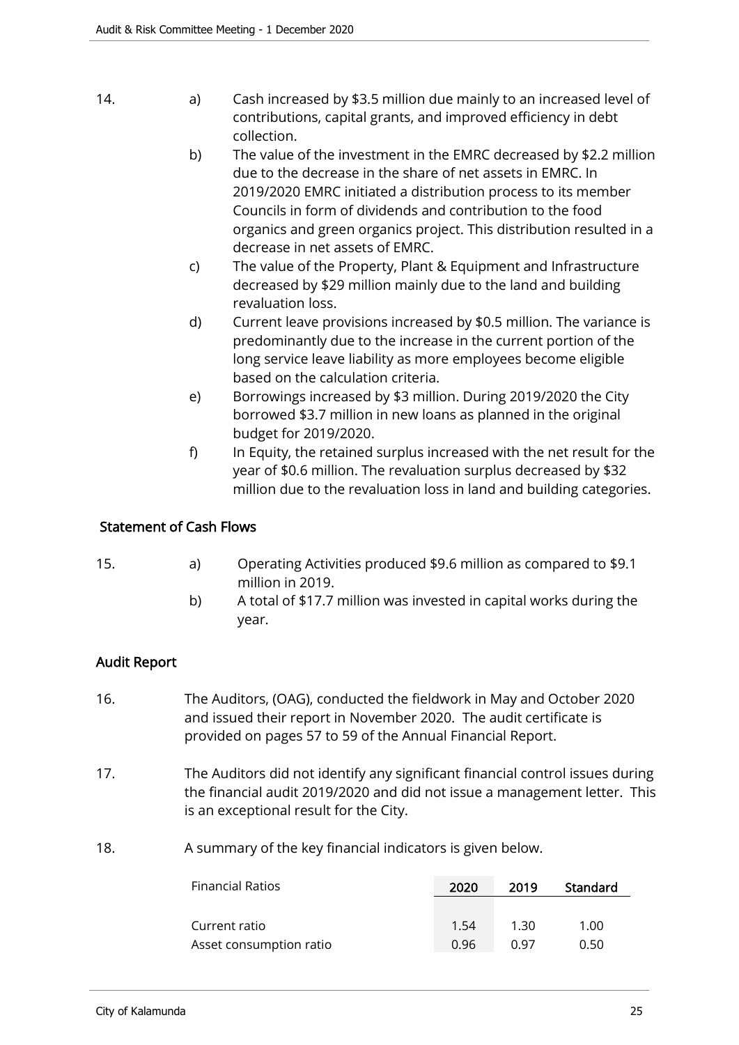14. a) Cash increased by $3.5 million due mainly to an increased level of contributions, capital grants, and improved efficiency in debt collection.

    b) The value of the investment in the EMRC decreased by $2.2 million due to the decrease in the share of net assets in EMRC. In 2019/2020 EMRC initiated a distribution process to its member Councils in form of dividends and contribution to the food organics and green organics project. This distribution resulted in a decrease in net assets of EMRC.

    c) The value of the Property, Plant & Equipment and Infrastructure decreased by $29 million mainly due to the land and building revaluation loss.

    d) Current leave provisions increased by $0.5 million. The variance is predominantly due to the increase in the current portion of the long service leave liability as more employees become eligible based on the calculation criteria.

    e) Borrowings increased by $3 million. During 2019/2020 the City borrowed $3.7 million in new loans as planned in the original budget for 2019/2020.

    f) In Equity, the retained surplus increased with the net result for the year of $0.6 million. The revaluation surplus decreased by $32 million due to the revaluation loss in land and building categories.

## Statement of Cash Flows

15. a) Operating Activities produced $9.6 million as compared to $9.1 million in 2019.

    b) A total of $17.7 million was invested in capital works during the year.

## Audit Report

16. The Auditors, (OAG), conducted the fieldwork in May and October 2020 and issued their report in November 2020. The audit certificate is provided on pages 57 to 59 of the Annual Financial Report.

17. The Auditors did not identify any significant financial control issues during the financial audit 2019/2020 and did not issue a management letter. This is an exceptional result for the City.

18. A summary of the key financial indicators is given below.

| Financial Ratios | 2020 | 2019 | Standard |
|---|---|---|---|
| Current ratio | 1.54 | 1.30 | 1.00 |
| Asset consumption ratio | 0.96 | 0.97 | 0.50 |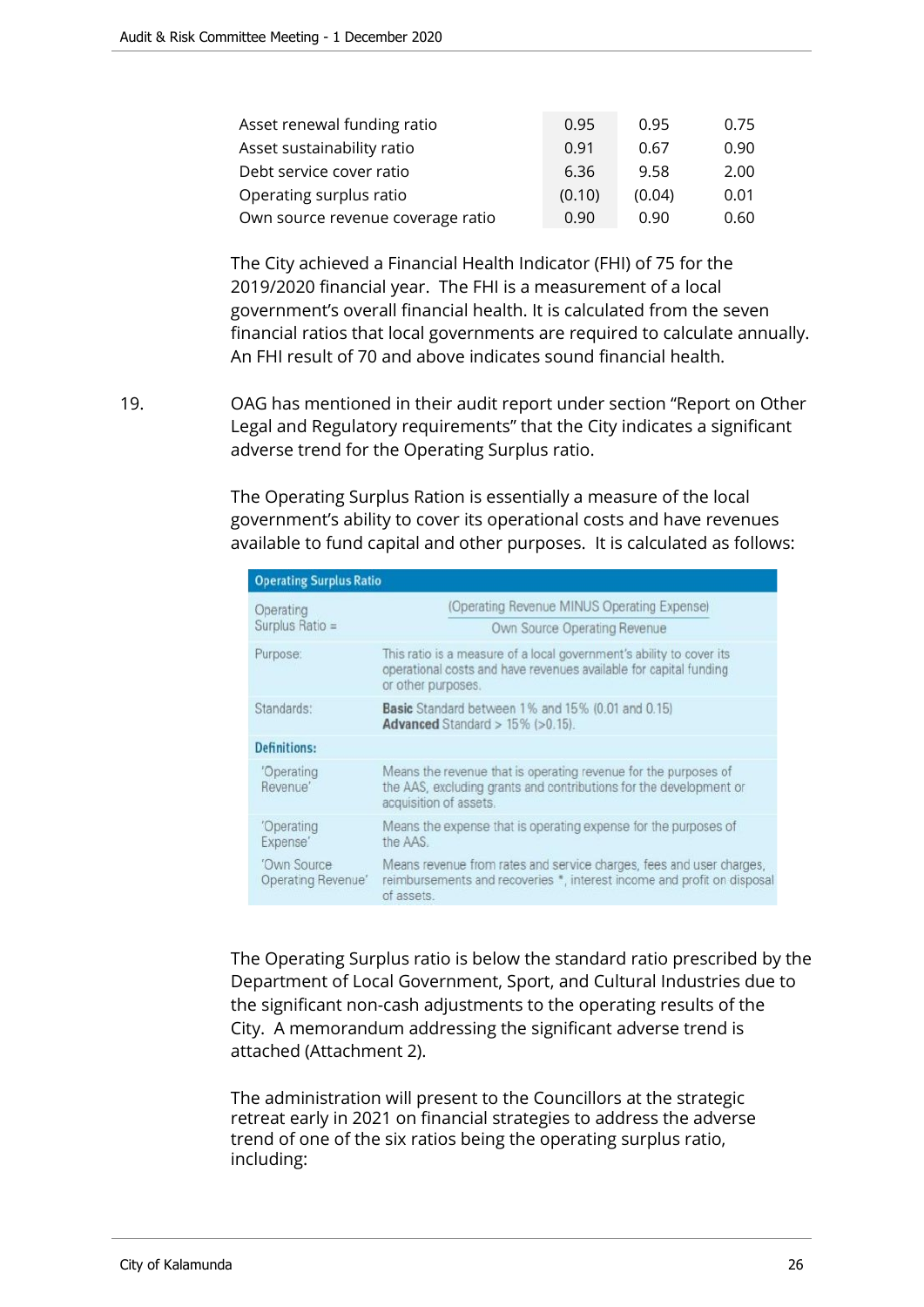| | | | |
|---|---|---|---|
| Asset renewal funding ratio | 0.95 | 0.95 | 0.75 |
| Asset sustainability ratio | 0.91 | 0.67 | 0.90 |
| Debt service cover ratio | 6.36 | 9.58 | 2.00 |
| Operating surplus ratio | (0.10) | (0.04) | 0.01 |
| Own source revenue coverage ratio | 0.90 | 0.90 | 0.60 |

The City achieved a Financial Health Indicator (FHI) of 75 for the 2019/2020 financial year. The FHI is a measurement of a local government's overall financial health. It is calculated from the seven financial ratios that local governments are required to calculate annually. An FHI result of 70 and above indicates sound financial health.

19. OAG has mentioned in their audit report under section "Report on Other Legal and Regulatory requirements" that the City indicates a significant adverse trend for the Operating Surplus ratio.

The Operating Surplus Ration is essentially a measure of the local government's ability to cover its operational costs and have revenues available to fund capital and other purposes. It is calculated as follows:

| Operating Surplus Ratio | |
|---|---|
| Operating Surplus Ratio = | $\frac{\text{(Operating Revenue MINUS Operating Expense)}}{\text{Own Source Operating Revenue}}$ |
| Purpose: | This ratio is a measure of a local government's ability to cover its operational costs and have revenues available for capital funding or other purposes. |
| Standards: | **Basic** Standard between 1% and 15% (0.01 and 0.15)<br>**Advanced** Standard > 15% (>0.15). |
| **Definitions:** | |
| 'Operating Revenue' | Means the revenue that is operating revenue for the purposes of the AAS, excluding grants and contributions for the development or acquisition of assets. |
| 'Operating Expense' | Means the expense that is operating expense for the purposes of the AAS. |
| 'Own Source Operating Revenue' | Means revenue from rates and service charges, fees and user charges, reimbursements and recoveries *, interest income and profit on disposal of assets. |

The Operating Surplus ratio is below the standard ratio prescribed by the Department of Local Government, Sport, and Cultural Industries due to the significant non-cash adjustments to the operating results of the City. A memorandum addressing the significant adverse trend is attached (Attachment 2).

The administration will present to the Councillors at the strategic retreat early in 2021 on financial strategies to address the adverse trend of one of the six ratios being the operating surplus ratio, including: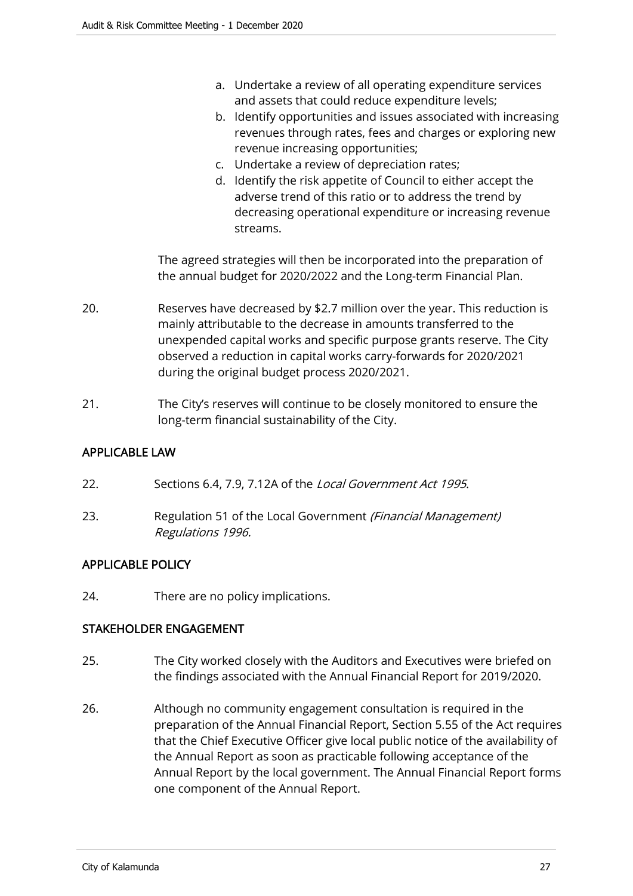a. Undertake a review of all operating expenditure services and assets that could reduce expenditure levels;
b. Identify opportunities and issues associated with increasing revenues through rates, fees and charges or exploring new revenue increasing opportunities;
c. Undertake a review of depreciation rates;
d. Identify the risk appetite of Council to either accept the adverse trend of this ratio or to address the trend by decreasing operational expenditure or increasing revenue streams.

The agreed strategies will then be incorporated into the preparation of the annual budget for 2020/2022 and the Long-term Financial Plan.

20. Reserves have decreased by $2.7 million over the year. This reduction is mainly attributable to the decrease in amounts transferred to the unexpended capital works and specific purpose grants reserve. The City observed a reduction in capital works carry-forwards for 2020/2021 during the original budget process 2020/2021.

21. The City's reserves will continue to be closely monitored to ensure the long-term financial sustainability of the City.

## APPLICABLE LAW

22. Sections 6.4, 7.9, 7.12A of the *Local Government Act 1995*.

23. Regulation 51 of the Local Government *(Financial Management) Regulations 1996.*

## APPLICABLE POLICY

24. There are no policy implications.

## STAKEHOLDER ENGAGEMENT

25. The City worked closely with the Auditors and Executives were briefed on the findings associated with the Annual Financial Report for 2019/2020.

26. Although no community engagement consultation is required in the preparation of the Annual Financial Report, Section 5.55 of the Act requires that the Chief Executive Officer give local public notice of the availability of the Annual Report as soon as practicable following acceptance of the Annual Report by the local government. The Annual Financial Report forms one component of the Annual Report.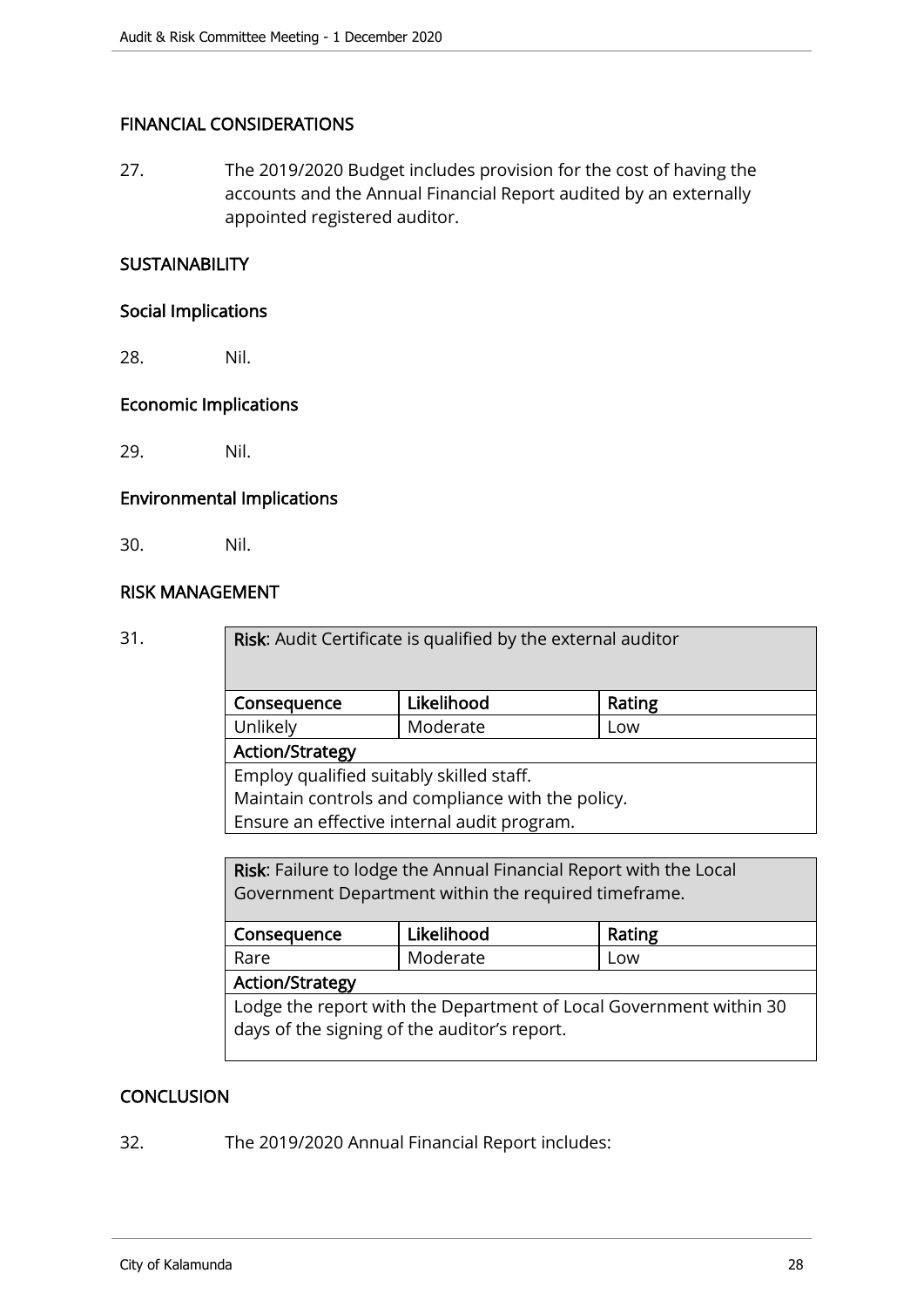## FINANCIAL CONSIDERATIONS

27. The 2019/2020 Budget includes provision for the cost of having the accounts and the Annual Financial Report audited by an externally appointed registered auditor.

## SUSTAINABILITY

### Social Implications

28. Nil.

### Economic Implications

29. Nil.

### Environmental Implications

30. Nil.

## RISK MANAGEMENT

31.

| **Risk**: Audit Certificate is qualified by the external auditor | | |
|---|---|---|
| **Consequence** | **Likelihood** | **Rating** |
| Unlikely | Moderate | Low |
| **Action/Strategy** | | |
| Employ qualified suitably skilled staff.<br>Maintain controls and compliance with the policy.<br>Ensure an effective internal audit program. | | |

| **Risk**: Failure to lodge the Annual Financial Report with the Local Government Department within the required timeframe. | | |
|---|---|---|
| **Consequence** | **Likelihood** | **Rating** |
| Rare | Moderate | Low |
| **Action/Strategy** | | |
| Lodge the report with the Department of Local Government within 30 days of the signing of the auditor's report. | | |

## CONCLUSION

32. The 2019/2020 Annual Financial Report includes: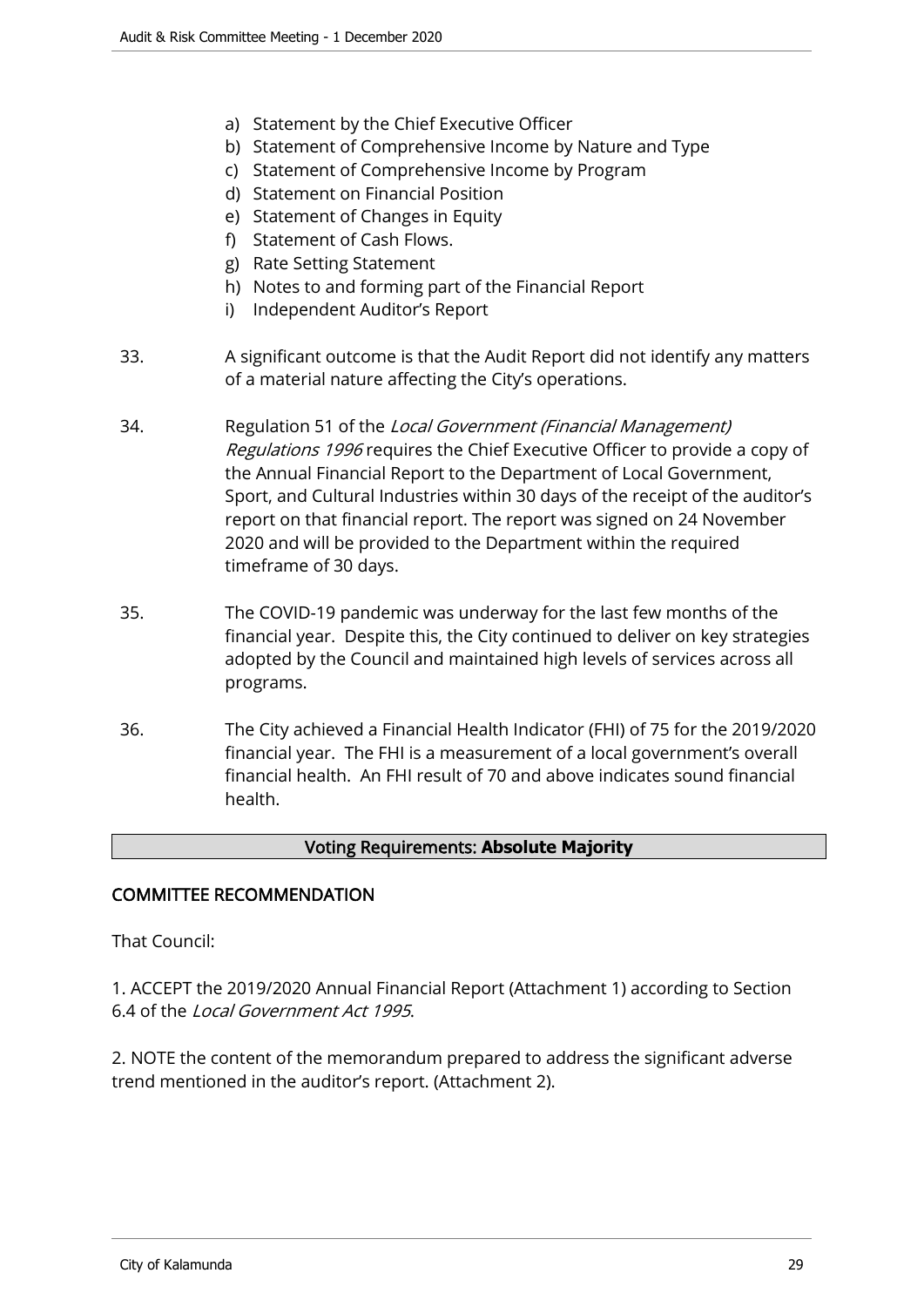a) Statement by the Chief Executive Officer
b) Statement of Comprehensive Income by Nature and Type
c) Statement of Comprehensive Income by Program
d) Statement on Financial Position
e) Statement of Changes in Equity
f) Statement of Cash Flows.
g) Rate Setting Statement
h) Notes to and forming part of the Financial Report
i) Independent Auditor's Report

33. A significant outcome is that the Audit Report did not identify any matters of a material nature affecting the City's operations.

34. Regulation 51 of the *Local Government (Financial Management) Regulations 1996* requires the Chief Executive Officer to provide a copy of the Annual Financial Report to the Department of Local Government, Sport, and Cultural Industries within 30 days of the receipt of the auditor's report on that financial report. The report was signed on 24 November 2020 and will be provided to the Department within the required timeframe of 30 days.

35. The COVID-19 pandemic was underway for the last few months of the financial year. Despite this, the City continued to deliver on key strategies adopted by the Council and maintained high levels of services across all programs.

36. The City achieved a Financial Health Indicator (FHI) of 75 for the 2019/2020 financial year. The FHI is a measurement of a local government's overall financial health. An FHI result of 70 and above indicates sound financial health.

**Voting Requirements: Absolute Majority**

## COMMITTEE RECOMMENDATION

That Council:

1. ACCEPT the 2019/2020 Annual Financial Report (Attachment 1) according to Section 6.4 of the *Local Government Act 1995*.

2. NOTE the content of the memorandum prepared to address the significant adverse trend mentioned in the auditor's report. (Attachment 2).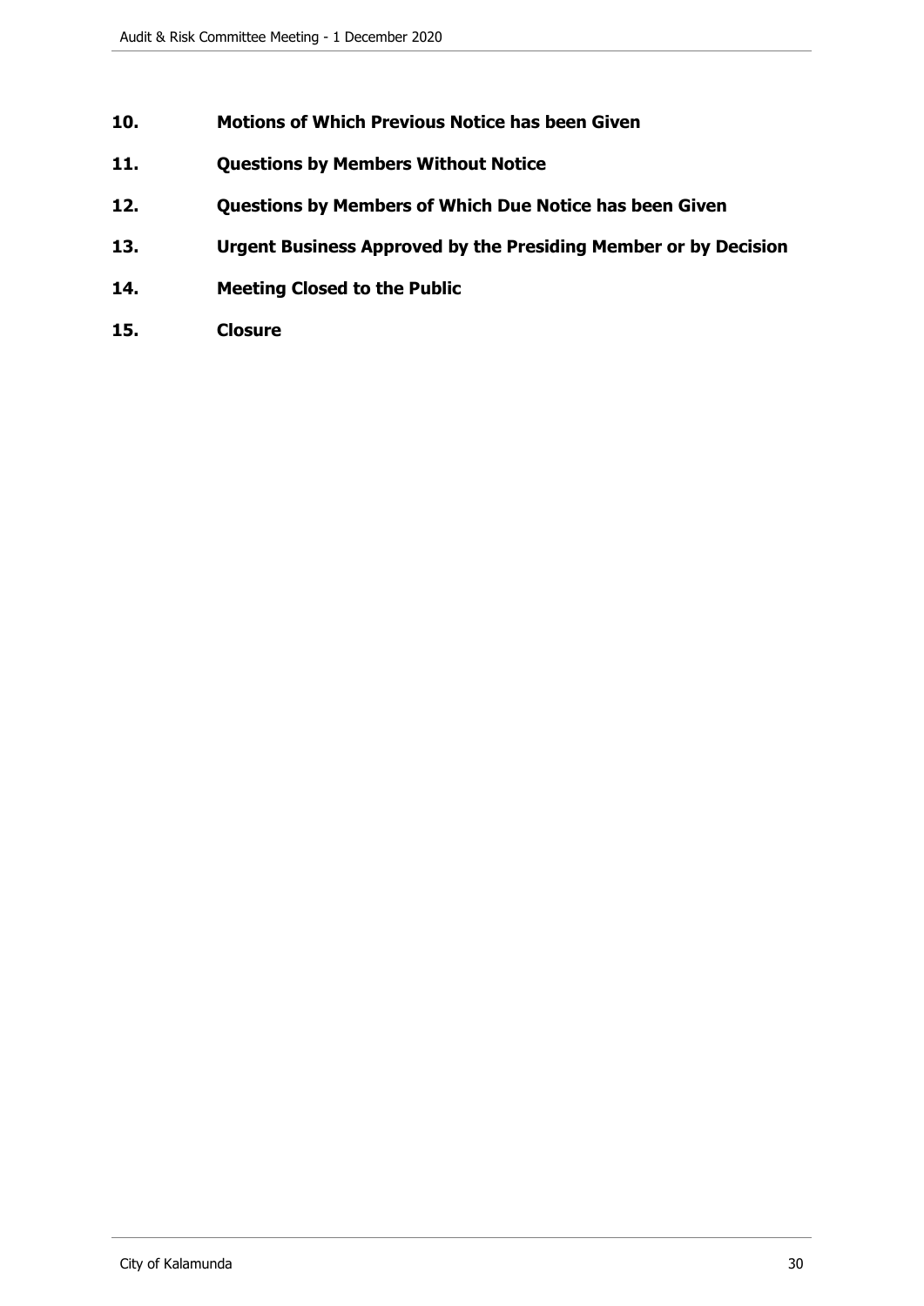## 10. Motions of Which Previous Notice has been Given

## 11. Questions by Members Without Notice

## 12. Questions by Members of Which Due Notice has been Given

## 13. Urgent Business Approved by the Presiding Member or by Decision

## 14. Meeting Closed to the Public

## 15. Closure